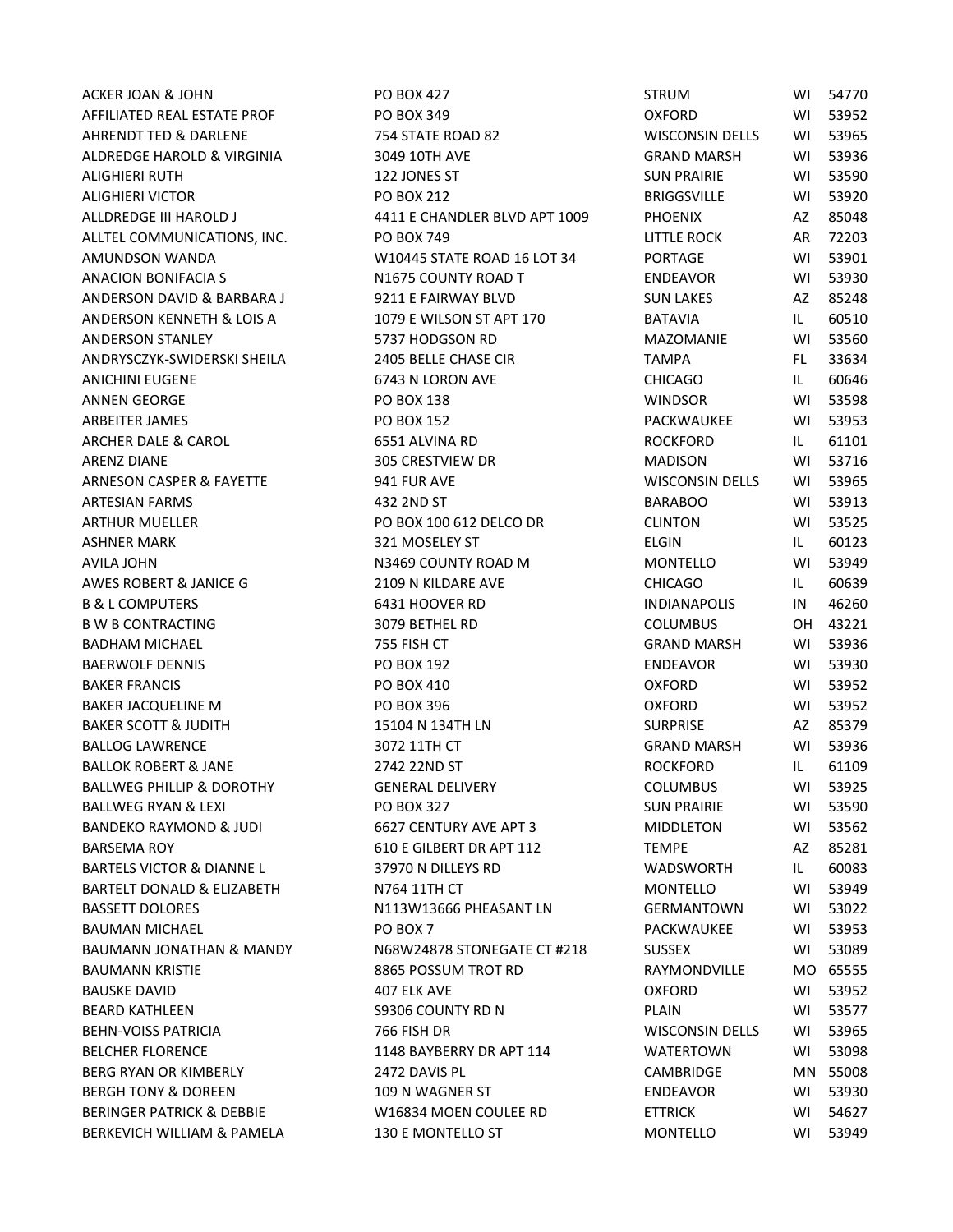| | | | | |
|---|---|---|---|---|
| ACKER JOAN & JOHN | PO BOX 427 | STRUM | WI | 54770 |
| AFFILIATED REAL ESTATE PROF | PO BOX 349 | OXFORD | WI | 53952 |
| AHRENDT TED & DARLENE | 754 STATE ROAD 82 | WISCONSIN DELLS | WI | 53965 |
| ALDREDGE HAROLD & VIRGINIA | 3049 10TH AVE | GRAND MARSH | WI | 53936 |
| ALIGHIERI RUTH | 122 JONES ST | SUN PRAIRIE | WI | 53590 |
| ALIGHIERI VICTOR | PO BOX 212 | BRIGGSVILLE | WI | 53920 |
| ALLDREDGE III HAROLD J | 4411 E CHANDLER BLVD APT 1009 | PHOENIX | AZ | 85048 |
| ALLTEL COMMUNICATIONS, INC. | PO BOX 749 | LITTLE ROCK | AR | 72203 |
| AMUNDSON WANDA | W10445 STATE ROAD 16 LOT 34 | PORTAGE | WI | 53901 |
| ANACION BONIFACIA S | N1675 COUNTY ROAD T | ENDEAVOR | WI | 53930 |
| ANDERSON DAVID & BARBARA J | 9211 E FAIRWAY BLVD | SUN LAKES | AZ | 85248 |
| ANDERSON KENNETH & LOIS A | 1079 E WILSON ST APT 170 | BATAVIA | IL | 60510 |
| ANDERSON STANLEY | 5737 HODGSON RD | MAZOMANIE | WI | 53560 |
| ANDRYSCZYK-SWIDERSKI SHEILA | 2405 BELLE CHASE CIR | TAMPA | FL | 33634 |
| ANICHINI EUGENE | 6743 N LORON AVE | CHICAGO | IL | 60646 |
| ANNEN GEORGE | PO BOX 138 | WINDSOR | WI | 53598 |
| ARBEITER JAMES | PO BOX 152 | PACKWAUKEE | WI | 53953 |
| ARCHER DALE & CAROL | 6551 ALVINA RD | ROCKFORD | IL | 61101 |
| ARENZ DIANE | 305 CRESTVIEW DR | MADISON | WI | 53716 |
| ARNESON CASPER & FAYETTE | 941 FUR AVE | WISCONSIN DELLS | WI | 53965 |
| ARTESIAN FARMS | 432 2ND ST | BARABOO | WI | 53913 |
| ARTHUR MUELLER | PO BOX 100 612 DELCO DR | CLINTON | WI | 53525 |
| ASHNER MARK | 321 MOSELEY ST | ELGIN | IL | 60123 |
| AVILA JOHN | N3469 COUNTY ROAD M | MONTELLO | WI | 53949 |
| AWES ROBERT & JANICE G | 2109 N KILDARE AVE | CHICAGO | IL | 60639 |
| B & L COMPUTERS | 6431 HOOVER RD | INDIANAPOLIS | IN | 46260 |
| B W B CONTRACTING | 3079 BETHEL RD | COLUMBUS | OH | 43221 |
| BADHAM MICHAEL | 755 FISH CT | GRAND MARSH | WI | 53936 |
| BAERWOLF DENNIS | PO BOX 192 | ENDEAVOR | WI | 53930 |
| BAKER FRANCIS | PO BOX 410 | OXFORD | WI | 53952 |
| BAKER JACQUELINE M | PO BOX 396 | OXFORD | WI | 53952 |
| BAKER SCOTT & JUDITH | 15104 N 134TH LN | SURPRISE | AZ | 85379 |
| BALLOG LAWRENCE | 3072 11TH CT | GRAND MARSH | WI | 53936 |
| BALLOK ROBERT & JANE | 2742 22ND ST | ROCKFORD | IL | 61109 |
| BALLWEG PHILLIP & DOROTHY | GENERAL DELIVERY | COLUMBUS | WI | 53925 |
| BALLWEG RYAN & LEXI | PO BOX 327 | SUN PRAIRIE | WI | 53590 |
| BANDEKO RAYMOND & JUDI | 6627 CENTURY AVE APT 3 | MIDDLETON | WI | 53562 |
| BARSEMA ROY | 610 E GILBERT DR APT 112 | TEMPE | AZ | 85281 |
| BARTELS VICTOR & DIANNE L | 37970 N DILLEYS RD | WADSWORTH | IL | 60083 |
| BARTELT DONALD & ELIZABETH | N764 11TH CT | MONTELLO | WI | 53949 |
| BASSETT DOLORES | N113W13666 PHEASANT LN | GERMANTOWN | WI | 53022 |
| BAUMAN MICHAEL | PO BOX 7 | PACKWAUKEE | WI | 53953 |
| BAUMANN JONATHAN & MANDY | N68W24878 STONEGATE CT #218 | SUSSEX | WI | 53089 |
| BAUMANN KRISTIE | 8865 POSSUM TROT RD | RAYMONDVILLE | MO | 65555 |
| BAUSKE DAVID | 407 ELK AVE | OXFORD | WI | 53952 |
| BEARD KATHLEEN | S9306 COUNTY RD N | PLAIN | WI | 53577 |
| BEHN-VOISS PATRICIA | 766 FISH DR | WISCONSIN DELLS | WI | 53965 |
| BELCHER FLORENCE | 1148 BAYBERRY DR APT 114 | WATERTOWN | WI | 53098 |
| BERG RYAN OR KIMBERLY | 2472 DAVIS PL | CAMBRIDGE | MN | 55008 |
| BERGH TONY & DOREEN | 109 N WAGNER ST | ENDEAVOR | WI | 53930 |
| BERINGER PATRICK & DEBBIE | W16834 MOEN COULEE RD | ETTRICK | WI | 54627 |
| BERKEVICH WILLIAM & PAMELA | 130 E MONTELLO ST | MONTELLO | WI | 53949 |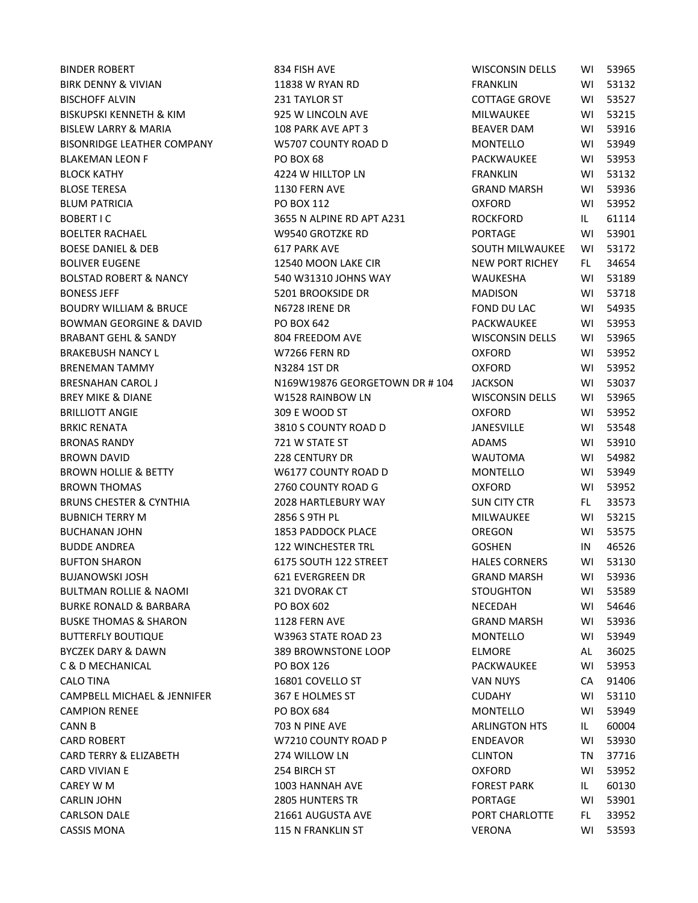| | | | | |
|---|---|---|---|---|
| BINDER ROBERT | 834 FISH AVE | WISCONSIN DELLS | WI | 53965 |
| BIRK DENNY & VIVIAN | 11838 W RYAN RD | FRANKLIN | WI | 53132 |
| BISCHOFF ALVIN | 231 TAYLOR ST | COTTAGE GROVE | WI | 53527 |
| BISKUPSKI KENNETH & KIM | 925 W LINCOLN AVE | MILWAUKEE | WI | 53215 |
| BISLEW LARRY & MARIA | 108 PARK AVE APT 3 | BEAVER DAM | WI | 53916 |
| BISONRIDGE LEATHER COMPANY | W5707 COUNTY ROAD D | MONTELLO | WI | 53949 |
| BLAKEMAN LEON F | PO BOX 68 | PACKWAUKEE | WI | 53953 |
| BLOCK KATHY | 4224 W HILLTOP LN | FRANKLIN | WI | 53132 |
| BLOSE TERESA | 1130 FERN AVE | GRAND MARSH | WI | 53936 |
| BLUM PATRICIA | PO BOX 112 | OXFORD | WI | 53952 |
| BOBERT I C | 3655 N ALPINE RD APT A231 | ROCKFORD | IL | 61114 |
| BOELTER RACHAEL | W9540 GROTZKE RD | PORTAGE | WI | 53901 |
| BOESE DANIEL & DEB | 617 PARK AVE | SOUTH MILWAUKEE | WI | 53172 |
| BOLIVER EUGENE | 12540 MOON LAKE CIR | NEW PORT RICHEY | FL | 34654 |
| BOLSTAD ROBERT & NANCY | 540 W31310 JOHNS WAY | WAUKESHA | WI | 53189 |
| BONESS JEFF | 5201 BROOKSIDE DR | MADISON | WI | 53718 |
| BOUDRY WILLIAM & BRUCE | N6728 IRENE DR | FOND DU LAC | WI | 54935 |
| BOWMAN GEORGINE & DAVID | PO BOX 642 | PACKWAUKEE | WI | 53953 |
| BRABANT GEHL & SANDY | 804 FREEDOM AVE | WISCONSIN DELLS | WI | 53965 |
| BRAKEBUSH NANCY L | W7266 FERN RD | OXFORD | WI | 53952 |
| BRENEMAN TAMMY | N3284 1ST DR | OXFORD | WI | 53952 |
| BRESNAHAN CAROL J | N169W19876 GEORGETOWN DR # 104 | JACKSON | WI | 53037 |
| BREY MIKE & DIANE | W1528 RAINBOW LN | WISCONSIN DELLS | WI | 53965 |
| BRILLIOTT ANGIE | 309 E WOOD ST | OXFORD | WI | 53952 |
| BRKIC RENATA | 3810 S COUNTY ROAD D | JANESVILLE | WI | 53548 |
| BRONAS RANDY | 721 W STATE ST | ADAMS | WI | 53910 |
| BROWN DAVID | 228 CENTURY DR | WAUTOMA | WI | 54982 |
| BROWN HOLLIE & BETTY | W6177 COUNTY ROAD D | MONTELLO | WI | 53949 |
| BROWN THOMAS | 2760 COUNTY ROAD G | OXFORD | WI | 53952 |
| BRUNS CHESTER & CYNTHIA | 2028 HARTLEBURY WAY | SUN CITY CTR | FL | 33573 |
| BUBNICH TERRY M | 2856 S 9TH PL | MILWAUKEE | WI | 53215 |
| BUCHANAN JOHN | 1853 PADDOCK PLACE | OREGON | WI | 53575 |
| BUDDE ANDREA | 122 WINCHESTER TRL | GOSHEN | IN | 46526 |
| BUFTON SHARON | 6175 SOUTH 122 STREET | HALES CORNERS | WI | 53130 |
| BUJANOWSKI JOSH | 621 EVERGREEN DR | GRAND MARSH | WI | 53936 |
| BULTMAN ROLLIE & NAOMI | 321 DVORAK CT | STOUGHTON | WI | 53589 |
| BURKE RONALD & BARBARA | PO BOX 602 | NECEDAH | WI | 54646 |
| BUSKE THOMAS & SHARON | 1128 FERN AVE | GRAND MARSH | WI | 53936 |
| BUTTERFLY BOUTIQUE | W3963 STATE ROAD 23 | MONTELLO | WI | 53949 |
| BYCZEK DARY & DAWN | 389 BROWNSTONE LOOP | ELMORE | AL | 36025 |
| C & D MECHANICAL | PO BOX 126 | PACKWAUKEE | WI | 53953 |
| CALO TINA | 16801 COVELLO ST | VAN NUYS | CA | 91406 |
| CAMPBELL MICHAEL & JENNIFER | 367 E HOLMES ST | CUDAHY | WI | 53110 |
| CAMPION RENEE | PO BOX 684 | MONTELLO | WI | 53949 |
| CANN B | 703 N PINE AVE | ARLINGTON HTS | IL | 60004 |
| CARD ROBERT | W7210 COUNTY ROAD P | ENDEAVOR | WI | 53930 |
| CARD TERRY & ELIZABETH | 274 WILLOW LN | CLINTON | TN | 37716 |
| CARD VIVIAN E | 254 BIRCH ST | OXFORD | WI | 53952 |
| CAREY W M | 1003 HANNAH AVE | FOREST PARK | IL | 60130 |
| CARLIN JOHN | 2805 HUNTERS TR | PORTAGE | WI | 53901 |
| CARLSON DALE | 21661 AUGUSTA AVE | PORT CHARLOTTE | FL | 33952 |
| CASSIS MONA | 115 N FRANKLIN ST | VERONA | WI | 53593 |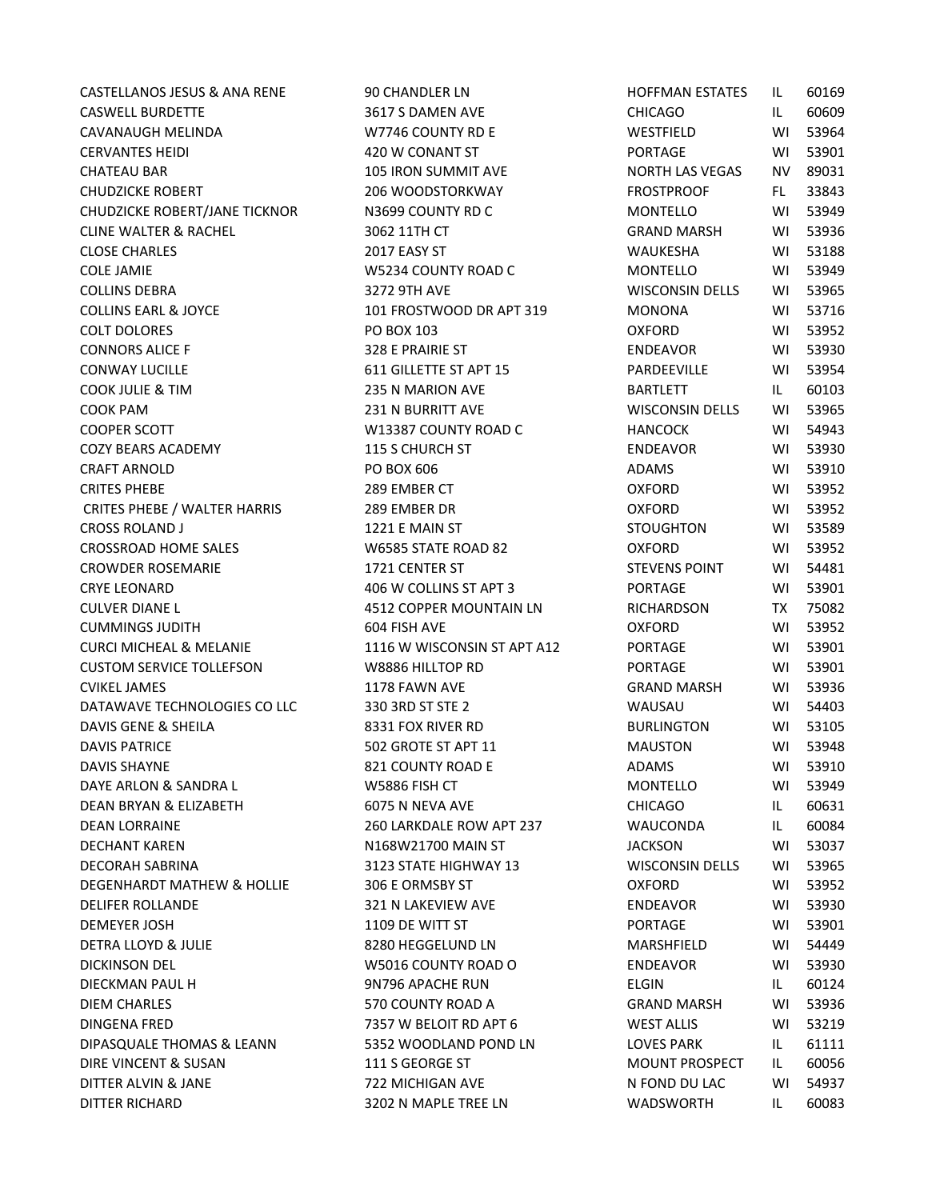| | | | | |
|---|---|---|---|---|
| CASTELLANOS JESUS & ANA RENE | 90 CHANDLER LN | HOFFMAN ESTATES | IL | 60169 |
| CASWELL BURDETTE | 3617 S DAMEN AVE | CHICAGO | IL | 60609 |
| CAVANAUGH MELINDA | W7746 COUNTY RD E | WESTFIELD | WI | 53964 |
| CERVANTES HEIDI | 420 W CONANT ST | PORTAGE | WI | 53901 |
| CHATEAU BAR | 105 IRON SUMMIT AVE | NORTH LAS VEGAS | NV | 89031 |
| CHUDZICKE ROBERT | 206 WOODSTORKWAY | FROSTPROOF | FL | 33843 |
| CHUDZICKE ROBERT/JANE TICKNOR | N3699 COUNTY RD C | MONTELLO | WI | 53949 |
| CLINE WALTER & RACHEL | 3062 11TH CT | GRAND MARSH | WI | 53936 |
| CLOSE CHARLES | 2017 EASY ST | WAUKESHA | WI | 53188 |
| COLE JAMIE | W5234 COUNTY ROAD C | MONTELLO | WI | 53949 |
| COLLINS DEBRA | 3272 9TH AVE | WISCONSIN DELLS | WI | 53965 |
| COLLINS EARL & JOYCE | 101 FROSTWOOD DR APT 319 | MONONA | WI | 53716 |
| COLT DOLORES | PO BOX 103 | OXFORD | WI | 53952 |
| CONNORS ALICE F | 328 E PRAIRIE ST | ENDEAVOR | WI | 53930 |
| CONWAY LUCILLE | 611 GILLETTE ST APT 15 | PARDEEVILLE | WI | 53954 |
| COOK JULIE & TIM | 235 N MARION AVE | BARTLETT | IL | 60103 |
| COOK PAM | 231 N BURRITT AVE | WISCONSIN DELLS | WI | 53965 |
| COOPER SCOTT | W13387 COUNTY ROAD C | HANCOCK | WI | 54943 |
| COZY BEARS ACADEMY | 115 S CHURCH ST | ENDEAVOR | WI | 53930 |
| CRAFT ARNOLD | PO BOX 606 | ADAMS | WI | 53910 |
| CRITES PHEBE | 289 EMBER CT | OXFORD | WI | 53952 |
| CRITES PHEBE / WALTER HARRIS | 289 EMBER DR | OXFORD | WI | 53952 |
| CROSS ROLAND J | 1221 E MAIN ST | STOUGHTON | WI | 53589 |
| CROSSROAD HOME SALES | W6585 STATE ROAD 82 | OXFORD | WI | 53952 |
| CROWDER ROSEMARIE | 1721 CENTER ST | STEVENS POINT | WI | 54481 |
| CRYE LEONARD | 406 W COLLINS ST APT 3 | PORTAGE | WI | 53901 |
| CULVER DIANE L | 4512 COPPER MOUNTAIN LN | RICHARDSON | TX | 75082 |
| CUMMINGS JUDITH | 604 FISH AVE | OXFORD | WI | 53952 |
| CURCI MICHEAL & MELANIE | 1116 W WISCONSIN ST APT A12 | PORTAGE | WI | 53901 |
| CUSTOM SERVICE TOLLEFSON | W8886 HILLTOP RD | PORTAGE | WI | 53901 |
| CVIKEL JAMES | 1178 FAWN AVE | GRAND MARSH | WI | 53936 |
| DATAWAVE TECHNOLOGIES CO LLC | 330 3RD ST STE 2 | WAUSAU | WI | 54403 |
| DAVIS GENE & SHEILA | 8331 FOX RIVER RD | BURLINGTON | WI | 53105 |
| DAVIS PATRICE | 502 GROTE ST APT 11 | MAUSTON | WI | 53948 |
| DAVIS SHAYNE | 821 COUNTY ROAD E | ADAMS | WI | 53910 |
| DAYE ARLON & SANDRA L | W5886 FISH CT | MONTELLO | WI | 53949 |
| DEAN BRYAN & ELIZABETH | 6075 N NEVA AVE | CHICAGO | IL | 60631 |
| DEAN LORRAINE | 260 LARKDALE ROW APT 237 | WAUCONDA | IL | 60084 |
| DECHANT KAREN | N168W21700 MAIN ST | JACKSON | WI | 53037 |
| DECORAH SABRINA | 3123 STATE HIGHWAY 13 | WISCONSIN DELLS | WI | 53965 |
| DEGENHARDT MATHEW & HOLLIE | 306 E ORMSBY ST | OXFORD | WI | 53952 |
| DELIFER ROLLANDE | 321 N LAKEVIEW AVE | ENDEAVOR | WI | 53930 |
| DEMEYER JOSH | 1109 DE WITT ST | PORTAGE | WI | 53901 |
| DETRA LLOYD & JULIE | 8280 HEGGELUND LN | MARSHFIELD | WI | 54449 |
| DICKINSON DEL | W5016 COUNTY ROAD O | ENDEAVOR | WI | 53930 |
| DIECKMAN PAUL H | 9N796 APACHE RUN | ELGIN | IL | 60124 |
| DIEM CHARLES | 570 COUNTY ROAD A | GRAND MARSH | WI | 53936 |
| DINGENA FRED | 7357 W BELOIT RD APT 6 | WEST ALLIS | WI | 53219 |
| DIPASQUALE THOMAS & LEANN | 5352 WOODLAND POND LN | LOVES PARK | IL | 61111 |
| DIRE VINCENT & SUSAN | 111 S GEORGE ST | MOUNT PROSPECT | IL | 60056 |
| DITTER ALVIN & JANE | 722 MICHIGAN AVE | N FOND DU LAC | WI | 54937 |
| DITTER RICHARD | 3202 N MAPLE TREE LN | WADSWORTH | IL | 60083 |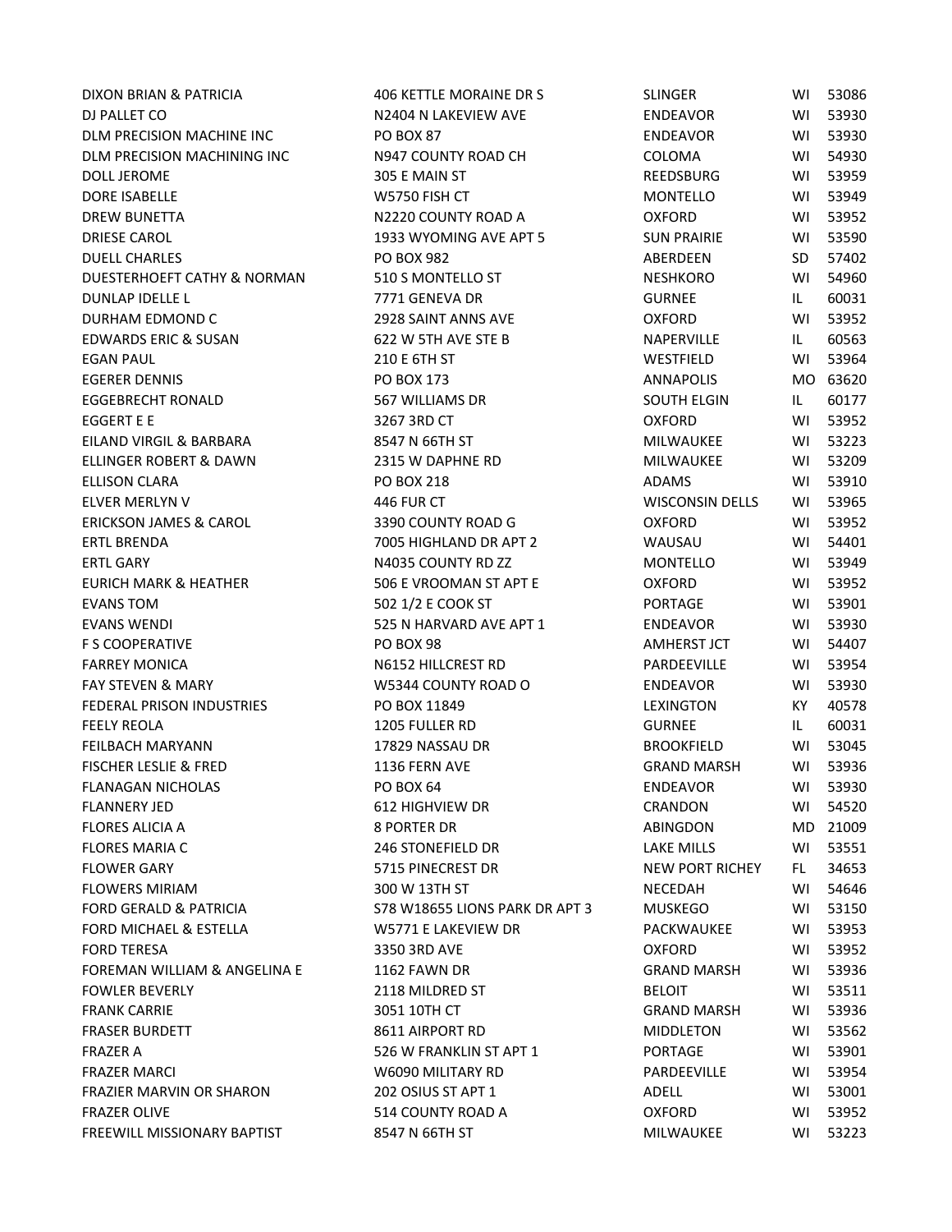| | | | | |
|---|---|---|---|---|
| DIXON BRIAN & PATRICIA | 406 KETTLE MORAINE DR S | SLINGER | WI | 53086 |
| DJ PALLET CO | N2404 N LAKEVIEW AVE | ENDEAVOR | WI | 53930 |
| DLM PRECISION MACHINE INC | PO BOX 87 | ENDEAVOR | WI | 53930 |
| DLM PRECISION MACHINING INC | N947 COUNTY ROAD CH | COLOMA | WI | 54930 |
| DOLL JEROME | 305 E MAIN ST | REEDSBURG | WI | 53959 |
| DORE ISABELLE | W5750 FISH CT | MONTELLO | WI | 53949 |
| DREW BUNETTA | N2220 COUNTY ROAD A | OXFORD | WI | 53952 |
| DRIESE CAROL | 1933 WYOMING AVE APT 5 | SUN PRAIRIE | WI | 53590 |
| DUELL CHARLES | PO BOX 982 | ABERDEEN | SD | 57402 |
| DUESTERHOEFT CATHY & NORMAN | 510 S MONTELLO ST | NESHKORO | WI | 54960 |
| DUNLAP IDELLE L | 7771 GENEVA DR | GURNEE | IL | 60031 |
| DURHAM EDMOND C | 2928 SAINT ANNS AVE | OXFORD | WI | 53952 |
| EDWARDS ERIC & SUSAN | 622 W 5TH AVE STE B | NAPERVILLE | IL | 60563 |
| EGAN PAUL | 210 E 6TH ST | WESTFIELD | WI | 53964 |
| EGERER DENNIS | PO BOX 173 | ANNAPOLIS | MO | 63620 |
| EGGEBRECHT RONALD | 567 WILLIAMS DR | SOUTH ELGIN | IL | 60177 |
| EGGERT E E | 3267 3RD CT | OXFORD | WI | 53952 |
| EILAND VIRGIL & BARBARA | 8547 N 66TH ST | MILWAUKEE | WI | 53223 |
| ELLINGER ROBERT & DAWN | 2315 W DAPHNE RD | MILWAUKEE | WI | 53209 |
| ELLISON CLARA | PO BOX 218 | ADAMS | WI | 53910 |
| ELVER MERLYN V | 446 FUR CT | WISCONSIN DELLS | WI | 53965 |
| ERICKSON JAMES & CAROL | 3390 COUNTY ROAD G | OXFORD | WI | 53952 |
| ERTL BRENDA | 7005 HIGHLAND DR APT 2 | WAUSAU | WI | 54401 |
| ERTL GARY | N4035 COUNTY RD ZZ | MONTELLO | WI | 53949 |
| EURICH MARK & HEATHER | 506 E VROOMAN ST APT E | OXFORD | WI | 53952 |
| EVANS TOM | 502 1/2 E COOK ST | PORTAGE | WI | 53901 |
| EVANS WENDI | 525 N HARVARD AVE APT 1 | ENDEAVOR | WI | 53930 |
| F S COOPERATIVE | PO BOX 98 | AMHERST JCT | WI | 54407 |
| FARREY MONICA | N6152 HILLCREST RD | PARDEEVILLE | WI | 53954 |
| FAY STEVEN & MARY | W5344 COUNTY ROAD O | ENDEAVOR | WI | 53930 |
| FEDERAL PRISON INDUSTRIES | PO BOX 11849 | LEXINGTON | KY | 40578 |
| FEELY REOLA | 1205 FULLER RD | GURNEE | IL | 60031 |
| FEILBACH MARYANN | 17829 NASSAU DR | BROOKFIELD | WI | 53045 |
| FISCHER LESLIE & FRED | 1136 FERN AVE | GRAND MARSH | WI | 53936 |
| FLANAGAN NICHOLAS | PO BOX 64 | ENDEAVOR | WI | 53930 |
| FLANNERY JED | 612 HIGHVIEW DR | CRANDON | WI | 54520 |
| FLORES ALICIA A | 8 PORTER DR | ABINGDON | MD | 21009 |
| FLORES MARIA C | 246 STONEFIELD DR | LAKE MILLS | WI | 53551 |
| FLOWER GARY | 5715 PINECREST DR | NEW PORT RICHEY | FL | 34653 |
| FLOWERS MIRIAM | 300 W 13TH ST | NECEDAH | WI | 54646 |
| FORD GERALD & PATRICIA | S78 W18655 LIONS PARK DR APT 3 | MUSKEGO | WI | 53150 |
| FORD MICHAEL & ESTELLA | W5771 E LAKEVIEW DR | PACKWAUKEE | WI | 53953 |
| FORD TERESA | 3350 3RD AVE | OXFORD | WI | 53952 |
| FOREMAN WILLIAM & ANGELINA E | 1162 FAWN DR | GRAND MARSH | WI | 53936 |
| FOWLER BEVERLY | 2118 MILDRED ST | BELOIT | WI | 53511 |
| FRANK CARRIE | 3051 10TH CT | GRAND MARSH | WI | 53936 |
| FRASER BURDETT | 8611 AIRPORT RD | MIDDLETON | WI | 53562 |
| FRAZER A | 526 W FRANKLIN ST APT 1 | PORTAGE | WI | 53901 |
| FRAZER MARCI | W6090 MILITARY RD | PARDEEVILLE | WI | 53954 |
| FRAZIER MARVIN OR SHARON | 202 OSIUS ST APT 1 | ADELL | WI | 53001 |
| FRAZER OLIVE | 514 COUNTY ROAD A | OXFORD | WI | 53952 |
| FREEWILL MISSIONARY BAPTIST | 8547 N 66TH ST | MILWAUKEE | WI | 53223 |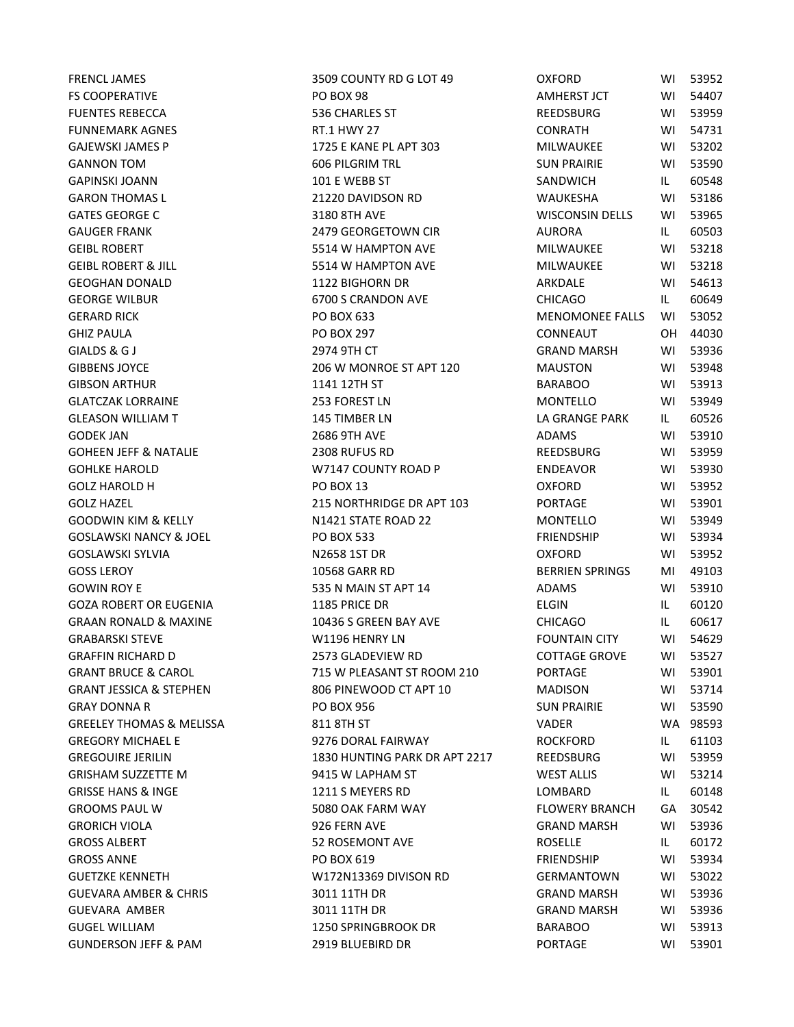| | | | | |
|---|---|---|---|---|
| FRENCL JAMES | 3509 COUNTY RD G LOT 49 | OXFORD | WI | 53952 |
| FS COOPERATIVE | PO BOX 98 | AMHERST JCT | WI | 54407 |
| FUENTES REBECCA | 536 CHARLES ST | REEDSBURG | WI | 53959 |
| FUNNEMARK AGNES | RT.1 HWY 27 | CONRATH | WI | 54731 |
| GAJEWSKI JAMES P | 1725 E KANE PL APT 303 | MILWAUKEE | WI | 53202 |
| GANNON TOM | 606 PILGRIM TRL | SUN PRAIRIE | WI | 53590 |
| GAPINSKI JOANN | 101 E WEBB ST | SANDWICH | IL | 60548 |
| GARON THOMAS L | 21220 DAVIDSON RD | WAUKESHA | WI | 53186 |
| GATES GEORGE C | 3180 8TH AVE | WISCONSIN DELLS | WI | 53965 |
| GAUGER FRANK | 2479 GEORGETOWN CIR | AURORA | IL | 60503 |
| GEIBL ROBERT | 5514 W HAMPTON AVE | MILWAUKEE | WI | 53218 |
| GEIBL ROBERT & JILL | 5514 W HAMPTON AVE | MILWAUKEE | WI | 53218 |
| GEOGHAN DONALD | 1122 BIGHORN DR | ARKDALE | WI | 54613 |
| GEORGE WILBUR | 6700 S CRANDON AVE | CHICAGO | IL | 60649 |
| GERARD RICK | PO BOX 633 | MENOMONEE FALLS | WI | 53052 |
| GHIZ PAULA | PO BOX 297 | CONNEAUT | OH | 44030 |
| GIALDS & G J | 2974 9TH CT | GRAND MARSH | WI | 53936 |
| GIBBENS JOYCE | 206 W MONROE ST APT 120 | MAUSTON | WI | 53948 |
| GIBSON ARTHUR | 1141 12TH ST | BARABOO | WI | 53913 |
| GLATCZAK LORRAINE | 253 FOREST LN | MONTELLO | WI | 53949 |
| GLEASON WILLIAM T | 145 TIMBER LN | LA GRANGE PARK | IL | 60526 |
| GODEK JAN | 2686 9TH AVE | ADAMS | WI | 53910 |
| GOHEEN JEFF & NATALIE | 2308 RUFUS RD | REEDSBURG | WI | 53959 |
| GOHLKE HAROLD | W7147 COUNTY ROAD P | ENDEAVOR | WI | 53930 |
| GOLZ HAROLD H | PO BOX 13 | OXFORD | WI | 53952 |
| GOLZ HAZEL | 215 NORTHRIDGE DR APT 103 | PORTAGE | WI | 53901 |
| GOODWIN KIM & KELLY | N1421 STATE ROAD 22 | MONTELLO | WI | 53949 |
| GOSLAWSKI NANCY & JOEL | PO BOX 533 | FRIENDSHIP | WI | 53934 |
| GOSLAWSKI SYLVIA | N2658 1ST DR | OXFORD | WI | 53952 |
| GOSS LEROY | 10568 GARR RD | BERRIEN SPRINGS | MI | 49103 |
| GOWIN ROY E | 535 N MAIN ST APT 14 | ADAMS | WI | 53910 |
| GOZA ROBERT OR EUGENIA | 1185 PRICE DR | ELGIN | IL | 60120 |
| GRAAN RONALD & MAXINE | 10436 S GREEN BAY AVE | CHICAGO | IL | 60617 |
| GRABARSKI STEVE | W1196 HENRY LN | FOUNTAIN CITY | WI | 54629 |
| GRAFFIN RICHARD D | 2573 GLADEVIEW RD | COTTAGE GROVE | WI | 53527 |
| GRANT BRUCE & CAROL | 715 W PLEASANT ST ROOM 210 | PORTAGE | WI | 53901 |
| GRANT JESSICA & STEPHEN | 806 PINEWOOD CT APT 10 | MADISON | WI | 53714 |
| GRAY DONNA R | PO BOX 956 | SUN PRAIRIE | WI | 53590 |
| GREELEY THOMAS & MELISSA | 811 8TH ST | VADER | WA | 98593 |
| GREGORY MICHAEL E | 9276 DORAL FAIRWAY | ROCKFORD | IL | 61103 |
| GREGOUIRE JERILIN | 1830 HUNTING PARK DR APT 2217 | REEDSBURG | WI | 53959 |
| GRISHAM SUZZETTE M | 9415 W LAPHAM ST | WEST ALLIS | WI | 53214 |
| GRISSE HANS & INGE | 1211 S MEYERS RD | LOMBARD | IL | 60148 |
| GROOMS PAUL W | 5080 OAK FARM WAY | FLOWERY BRANCH | GA | 30542 |
| GRORICH VIOLA | 926 FERN AVE | GRAND MARSH | WI | 53936 |
| GROSS ALBERT | 52 ROSEMONT AVE | ROSELLE | IL | 60172 |
| GROSS ANNE | PO BOX 619 | FRIENDSHIP | WI | 53934 |
| GUETZKE KENNETH | W172N13369 DIVISON RD | GERMANTOWN | WI | 53022 |
| GUEVARA AMBER & CHRIS | 3011 11TH DR | GRAND MARSH | WI | 53936 |
| GUEVARA AMBER | 3011 11TH DR | GRAND MARSH | WI | 53936 |
| GUGEL WILLIAM | 1250 SPRINGBROOK DR | BARABOO | WI | 53913 |
| GUNDERSON JEFF & PAM | 2919 BLUEBIRD DR | PORTAGE | WI | 53901 |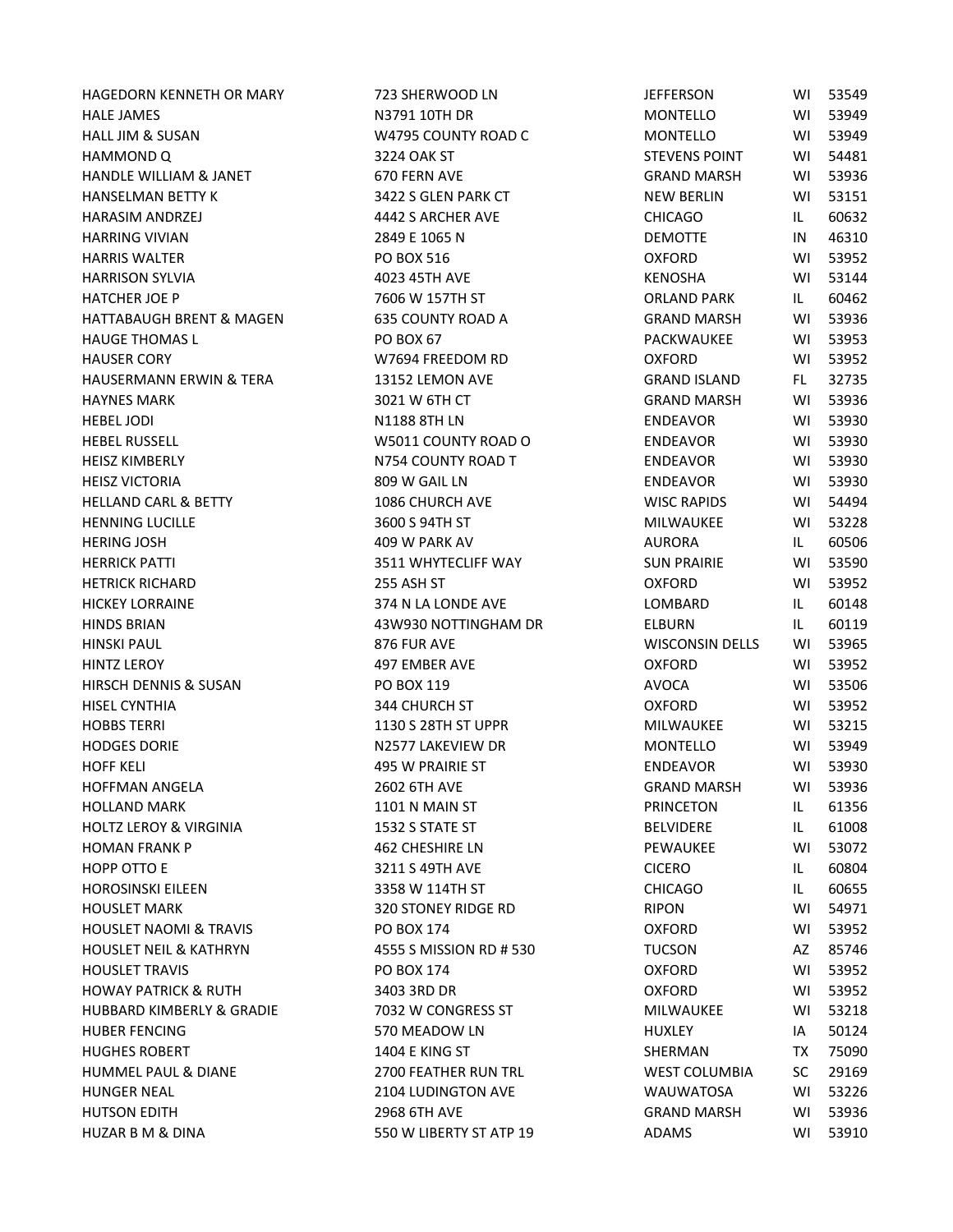| | | | | |
|---|---|---|---|---|
| HAGEDORN KENNETH OR MARY | 723 SHERWOOD LN | JEFFERSON | WI | 53549 |
| HALE JAMES | N3791 10TH DR | MONTELLO | WI | 53949 |
| HALL JIM & SUSAN | W4795 COUNTY ROAD C | MONTELLO | WI | 53949 |
| HAMMOND Q | 3224 OAK ST | STEVENS POINT | WI | 54481 |
| HANDLE WILLIAM & JANET | 670 FERN AVE | GRAND MARSH | WI | 53936 |
| HANSELMAN BETTY K | 3422 S GLEN PARK CT | NEW BERLIN | WI | 53151 |
| HARASIM ANDRZEJ | 4442 S ARCHER AVE | CHICAGO | IL | 60632 |
| HARRING VIVIAN | 2849 E 1065 N | DEMOTTE | IN | 46310 |
| HARRIS WALTER | PO BOX 516 | OXFORD | WI | 53952 |
| HARRISON SYLVIA | 4023 45TH AVE | KENOSHA | WI | 53144 |
| HATCHER JOE P | 7606 W 157TH ST | ORLAND PARK | IL | 60462 |
| HATTABAUGH BRENT & MAGEN | 635 COUNTY ROAD A | GRAND MARSH | WI | 53936 |
| HAUGE THOMAS L | PO BOX 67 | PACKWAUKEE | WI | 53953 |
| HAUSER CORY | W7694 FREEDOM RD | OXFORD | WI | 53952 |
| HAUSERMANN ERWIN & TERA | 13152 LEMON AVE | GRAND ISLAND | FL | 32735 |
| HAYNES MARK | 3021 W 6TH CT | GRAND MARSH | WI | 53936 |
| HEBEL JODI | N1188 8TH LN | ENDEAVOR | WI | 53930 |
| HEBEL RUSSELL | W5011 COUNTY ROAD O | ENDEAVOR | WI | 53930 |
| HEISZ KIMBERLY | N754 COUNTY ROAD T | ENDEAVOR | WI | 53930 |
| HEISZ VICTORIA | 809 W GAIL LN | ENDEAVOR | WI | 53930 |
| HELLAND CARL & BETTY | 1086 CHURCH AVE | WISC RAPIDS | WI | 54494 |
| HENNING LUCILLE | 3600 S 94TH ST | MILWAUKEE | WI | 53228 |
| HERING JOSH | 409 W PARK AV | AURORA | IL | 60506 |
| HERRICK PATTI | 3511 WHYTECLIFF WAY | SUN PRAIRIE | WI | 53590 |
| HETRICK RICHARD | 255 ASH ST | OXFORD | WI | 53952 |
| HICKEY LORRAINE | 374 N LA LONDE AVE | LOMBARD | IL | 60148 |
| HINDS BRIAN | 43W930 NOTTINGHAM DR | ELBURN | IL | 60119 |
| HINSKI PAUL | 876 FUR AVE | WISCONSIN DELLS | WI | 53965 |
| HINTZ LEROY | 497 EMBER AVE | OXFORD | WI | 53952 |
| HIRSCH DENNIS & SUSAN | PO BOX 119 | AVOCA | WI | 53506 |
| HISEL CYNTHIA | 344 CHURCH ST | OXFORD | WI | 53952 |
| HOBBS TERRI | 1130 S 28TH ST UPPR | MILWAUKEE | WI | 53215 |
| HODGES DORIE | N2577 LAKEVIEW DR | MONTELLO | WI | 53949 |
| HOFF KELI | 495 W PRAIRIE ST | ENDEAVOR | WI | 53930 |
| HOFFMAN ANGELA | 2602 6TH AVE | GRAND MARSH | WI | 53936 |
| HOLLAND MARK | 1101 N MAIN ST | PRINCETON | IL | 61356 |
| HOLTZ LEROY & VIRGINIA | 1532 S STATE ST | BELVIDERE | IL | 61008 |
| HOMAN FRANK P | 462 CHESHIRE LN | PEWAUKEE | WI | 53072 |
| HOPP OTTO E | 3211 S 49TH AVE | CICERO | IL | 60804 |
| HOROSINSKI EILEEN | 3358 W 114TH ST | CHICAGO | IL | 60655 |
| HOUSLET MARK | 320 STONEY RIDGE RD | RIPON | WI | 54971 |
| HOUSLET NAOMI & TRAVIS | PO BOX 174 | OXFORD | WI | 53952 |
| HOUSLET NEIL & KATHRYN | 4555 S MISSION RD # 530 | TUCSON | AZ | 85746 |
| HOUSLET TRAVIS | PO BOX 174 | OXFORD | WI | 53952 |
| HOWAY PATRICK & RUTH | 3403 3RD DR | OXFORD | WI | 53952 |
| HUBBARD KIMBERLY & GRADIE | 7032 W CONGRESS ST | MILWAUKEE | WI | 53218 |
| HUBER FENCING | 570 MEADOW LN | HUXLEY | IA | 50124 |
| HUGHES ROBERT | 1404 E KING ST | SHERMAN | TX | 75090 |
| HUMMEL PAUL & DIANE | 2700 FEATHER RUN TRL | WEST COLUMBIA | SC | 29169 |
| HUNGER NEAL | 2104 LUDINGTON AVE | WAUWATOSA | WI | 53226 |
| HUTSON EDITH | 2968 6TH AVE | GRAND MARSH | WI | 53936 |
| HUZAR B M & DINA | 550 W LIBERTY ST ATP 19 | ADAMS | WI | 53910 |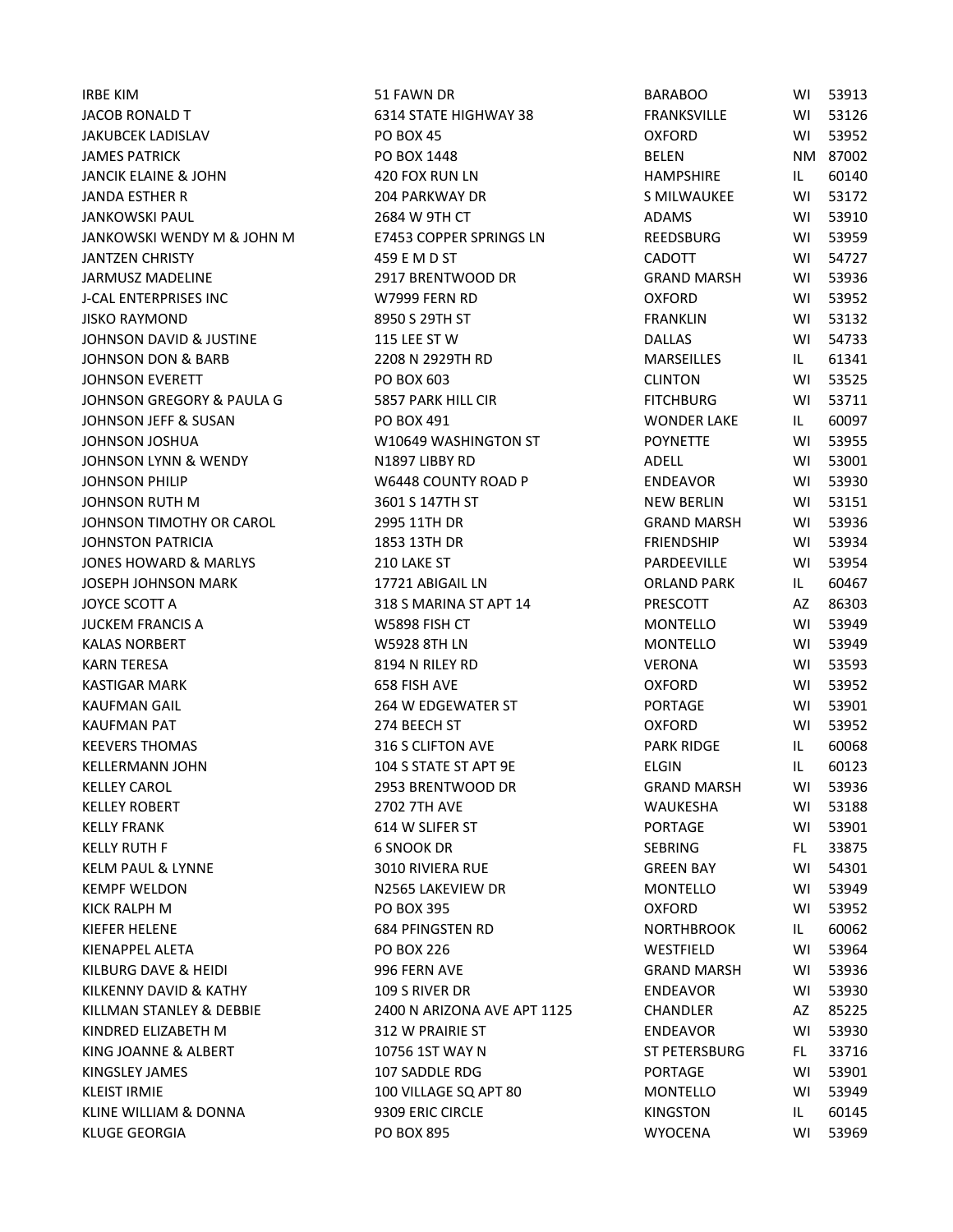| | | | | |
|---|---|---|---|---|
| IRBE KIM | 51 FAWN DR | BARABOO | WI | 53913 |
| JACOB RONALD T | 6314 STATE HIGHWAY 38 | FRANKSVILLE | WI | 53126 |
| JAKUBCEK LADISLAV | PO BOX 45 | OXFORD | WI | 53952 |
| JAMES PATRICK | PO BOX 1448 | BELEN | NM | 87002 |
| JANCIK ELAINE & JOHN | 420 FOX RUN LN | HAMPSHIRE | IL | 60140 |
| JANDA ESTHER R | 204 PARKWAY DR | S MILWAUKEE | WI | 53172 |
| JANKOWSKI PAUL | 2684 W 9TH CT | ADAMS | WI | 53910 |
| JANKOWSKI WENDY M & JOHN M | E7453 COPPER SPRINGS LN | REEDSBURG | WI | 53959 |
| JANTZEN CHRISTY | 459 E M D ST | CADOTT | WI | 54727 |
| JARMUSZ MADELINE | 2917 BRENTWOOD DR | GRAND MARSH | WI | 53936 |
| J-CAL ENTERPRISES INC | W7999 FERN RD | OXFORD | WI | 53952 |
| JISKO RAYMOND | 8950 S 29TH ST | FRANKLIN | WI | 53132 |
| JOHNSON DAVID & JUSTINE | 115 LEE ST W | DALLAS | WI | 54733 |
| JOHNSON DON & BARB | 2208 N 2929TH RD | MARSEILLES | IL | 61341 |
| JOHNSON EVERETT | PO BOX 603 | CLINTON | WI | 53525 |
| JOHNSON GREGORY & PAULA G | 5857 PARK HILL CIR | FITCHBURG | WI | 53711 |
| JOHNSON JEFF & SUSAN | PO BOX 491 | WONDER LAKE | IL | 60097 |
| JOHNSON JOSHUA | W10649 WASHINGTON ST | POYNETTE | WI | 53955 |
| JOHNSON LYNN & WENDY | N1897 LIBBY RD | ADELL | WI | 53001 |
| JOHNSON PHILIP | W6448 COUNTY ROAD P | ENDEAVOR | WI | 53930 |
| JOHNSON RUTH M | 3601 S 147TH ST | NEW BERLIN | WI | 53151 |
| JOHNSON TIMOTHY OR CAROL | 2995 11TH DR | GRAND MARSH | WI | 53936 |
| JOHNSTON PATRICIA | 1853 13TH DR | FRIENDSHIP | WI | 53934 |
| JONES HOWARD & MARLYS | 210 LAKE ST | PARDEEVILLE | WI | 53954 |
| JOSEPH JOHNSON MARK | 17721 ABIGAIL LN | ORLAND PARK | IL | 60467 |
| JOYCE SCOTT A | 318 S MARINA ST APT 14 | PRESCOTT | AZ | 86303 |
| JUCKEM FRANCIS A | W5898 FISH CT | MONTELLO | WI | 53949 |
| KALAS NORBERT | W5928 8TH LN | MONTELLO | WI | 53949 |
| KARN TERESA | 8194 N RILEY RD | VERONA | WI | 53593 |
| KASTIGAR MARK | 658 FISH AVE | OXFORD | WI | 53952 |
| KAUFMAN GAIL | 264 W EDGEWATER ST | PORTAGE | WI | 53901 |
| KAUFMAN PAT | 274 BEECH ST | OXFORD | WI | 53952 |
| KEEVERS THOMAS | 316 S CLIFTON AVE | PARK RIDGE | IL | 60068 |
| KELLERMANN JOHN | 104 S STATE ST APT 9E | ELGIN | IL | 60123 |
| KELLEY CAROL | 2953 BRENTWOOD DR | GRAND MARSH | WI | 53936 |
| KELLEY ROBERT | 2702 7TH AVE | WAUKESHA | WI | 53188 |
| KELLY FRANK | 614 W SLIFER ST | PORTAGE | WI | 53901 |
| KELLY RUTH F | 6 SNOOK DR | SEBRING | FL | 33875 |
| KELM PAUL & LYNNE | 3010 RIVIERA RUE | GREEN BAY | WI | 54301 |
| KEMPF WELDON | N2565 LAKEVIEW DR | MONTELLO | WI | 53949 |
| KICK RALPH M | PO BOX 395 | OXFORD | WI | 53952 |
| KIEFER HELENE | 684 PFINGSTEN RD | NORTHBROOK | IL | 60062 |
| KIENAPPEL ALETA | PO BOX 226 | WESTFIELD | WI | 53964 |
| KILBURG DAVE & HEIDI | 996 FERN AVE | GRAND MARSH | WI | 53936 |
| KILKENNY DAVID & KATHY | 109 S RIVER DR | ENDEAVOR | WI | 53930 |
| KILLMAN STANLEY & DEBBIE | 2400 N ARIZONA AVE APT 1125 | CHANDLER | AZ | 85225 |
| KINDRED ELIZABETH M | 312 W PRAIRIE ST | ENDEAVOR | WI | 53930 |
| KING JOANNE & ALBERT | 10756 1ST WAY N | ST PETERSBURG | FL | 33716 |
| KINGSLEY JAMES | 107 SADDLE RDG | PORTAGE | WI | 53901 |
| KLEIST IRMIE | 100 VILLAGE SQ APT 80 | MONTELLO | WI | 53949 |
| KLINE WILLIAM & DONNA | 9309 ERIC CIRCLE | KINGSTON | IL | 60145 |
| KLUGE GEORGIA | PO BOX 895 | WYOCENA | WI | 53969 |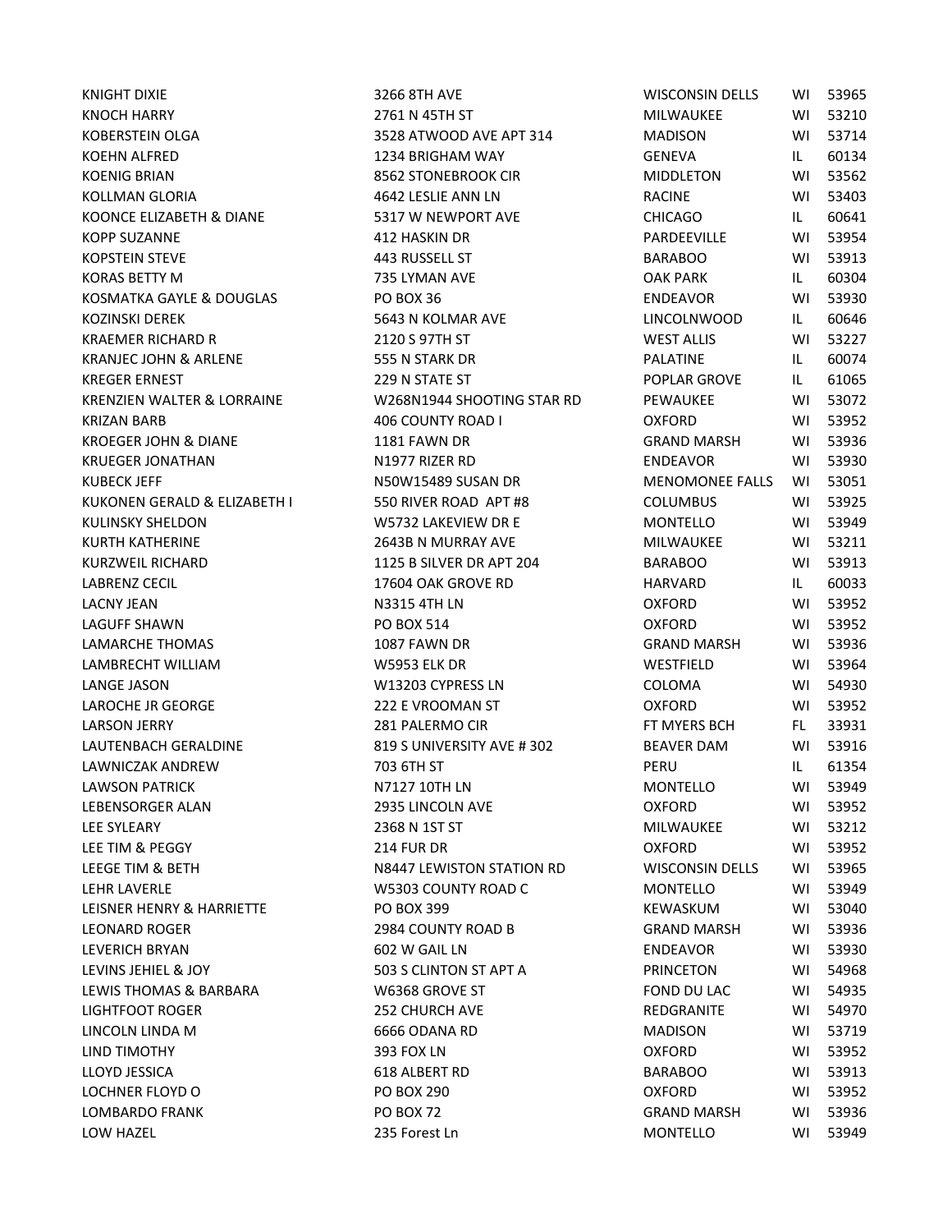| | | | | |
|---|---|---|---|---|
| KNIGHT DIXIE | 3266 8TH AVE | WISCONSIN DELLS | WI | 53965 |
| KNOCH HARRY | 2761 N 45TH ST | MILWAUKEE | WI | 53210 |
| KOBERSTEIN OLGA | 3528 ATWOOD AVE APT 314 | MADISON | WI | 53714 |
| KOEHN ALFRED | 1234 BRIGHAM WAY | GENEVA | IL | 60134 |
| KOENIG BRIAN | 8562 STONEBROOK CIR | MIDDLETON | WI | 53562 |
| KOLLMAN GLORIA | 4642 LESLIE ANN LN | RACINE | WI | 53403 |
| KOONCE ELIZABETH & DIANE | 5317 W NEWPORT AVE | CHICAGO | IL | 60641 |
| KOPP SUZANNE | 412 HASKIN DR | PARDEEVILLE | WI | 53954 |
| KOPSTEIN STEVE | 443 RUSSELL ST | BARABOO | WI | 53913 |
| KORAS BETTY M | 735 LYMAN AVE | OAK PARK | IL | 60304 |
| KOSMATKA GAYLE & DOUGLAS | PO BOX 36 | ENDEAVOR | WI | 53930 |
| KOZINSKI DEREK | 5643 N KOLMAR AVE | LINCOLNWOOD | IL | 60646 |
| KRAEMER RICHARD R | 2120 S 97TH ST | WEST ALLIS | WI | 53227 |
| KRANJEC JOHN & ARLENE | 555 N STARK DR | PALATINE | IL | 60074 |
| KREGER ERNEST | 229 N STATE ST | POPLAR GROVE | IL | 61065 |
| KRENZIEN WALTER & LORRAINE | W268N1944 SHOOTING STAR RD | PEWAUKEE | WI | 53072 |
| KRIZAN BARB | 406 COUNTY ROAD I | OXFORD | WI | 53952 |
| KROEGER JOHN & DIANE | 1181 FAWN DR | GRAND MARSH | WI | 53936 |
| KRUEGER JONATHAN | N1977 RIZER RD | ENDEAVOR | WI | 53930 |
| KUBECK JEFF | N50W15489 SUSAN DR | MENOMONEE FALLS | WI | 53051 |
| KUKONEN GERALD & ELIZABETH I | 550 RIVER ROAD APT #8 | COLUMBUS | WI | 53925 |
| KULINSKY SHELDON | W5732 LAKEVIEW DR E | MONTELLO | WI | 53949 |
| KURTH KATHERINE | 2643B N MURRAY AVE | MILWAUKEE | WI | 53211 |
| KURZWEIL RICHARD | 1125 B SILVER DR APT 204 | BARABOO | WI | 53913 |
| LABRENZ CECIL | 17604 OAK GROVE RD | HARVARD | IL | 60033 |
| LACNY JEAN | N3315 4TH LN | OXFORD | WI | 53952 |
| LAGUFF SHAWN | PO BOX 514 | OXFORD | WI | 53952 |
| LAMARCHE THOMAS | 1087 FAWN DR | GRAND MARSH | WI | 53936 |
| LAMBRECHT WILLIAM | W5953 ELK DR | WESTFIELD | WI | 53964 |
| LANGE JASON | W13203 CYPRESS LN | COLOMA | WI | 54930 |
| LAROCHE JR GEORGE | 222 E VROOMAN ST | OXFORD | WI | 53952 |
| LARSON JERRY | 281 PALERMO CIR | FT MYERS BCH | FL | 33931 |
| LAUTENBACH GERALDINE | 819 S UNIVERSITY AVE # 302 | BEAVER DAM | WI | 53916 |
| LAWNICZAK ANDREW | 703 6TH ST | PERU | IL | 61354 |
| LAWSON PATRICK | N7127 10TH LN | MONTELLO | WI | 53949 |
| LEBENSORGER ALAN | 2935 LINCOLN AVE | OXFORD | WI | 53952 |
| LEE SYLEARY | 2368 N 1ST ST | MILWAUKEE | WI | 53212 |
| LEE TIM & PEGGY | 214 FUR DR | OXFORD | WI | 53952 |
| LEEGE TIM & BETH | N8447 LEWISTON STATION RD | WISCONSIN DELLS | WI | 53965 |
| LEHR LAVERLE | W5303 COUNTY ROAD C | MONTELLO | WI | 53949 |
| LEISNER HENRY & HARRIETTE | PO BOX 399 | KEWASKUM | WI | 53040 |
| LEONARD ROGER | 2984 COUNTY ROAD B | GRAND MARSH | WI | 53936 |
| LEVERICH BRYAN | 602 W GAIL LN | ENDEAVOR | WI | 53930 |
| LEVINS JEHIEL & JOY | 503 S CLINTON ST APT A | PRINCETON | WI | 54968 |
| LEWIS THOMAS & BARBARA | W6368 GROVE ST | FOND DU LAC | WI | 54935 |
| LIGHTFOOT ROGER | 252 CHURCH AVE | REDGRANITE | WI | 54970 |
| LINCOLN LINDA M | 6666 ODANA RD | MADISON | WI | 53719 |
| LIND TIMOTHY | 393 FOX LN | OXFORD | WI | 53952 |
| LLOYD JESSICA | 618 ALBERT RD | BARABOO | WI | 53913 |
| LOCHNER FLOYD O | PO BOX 290 | OXFORD | WI | 53952 |
| LOMBARDO FRANK | PO BOX 72 | GRAND MARSH | WI | 53936 |
| LOW HAZEL | 235 Forest Ln | MONTELLO | WI | 53949 |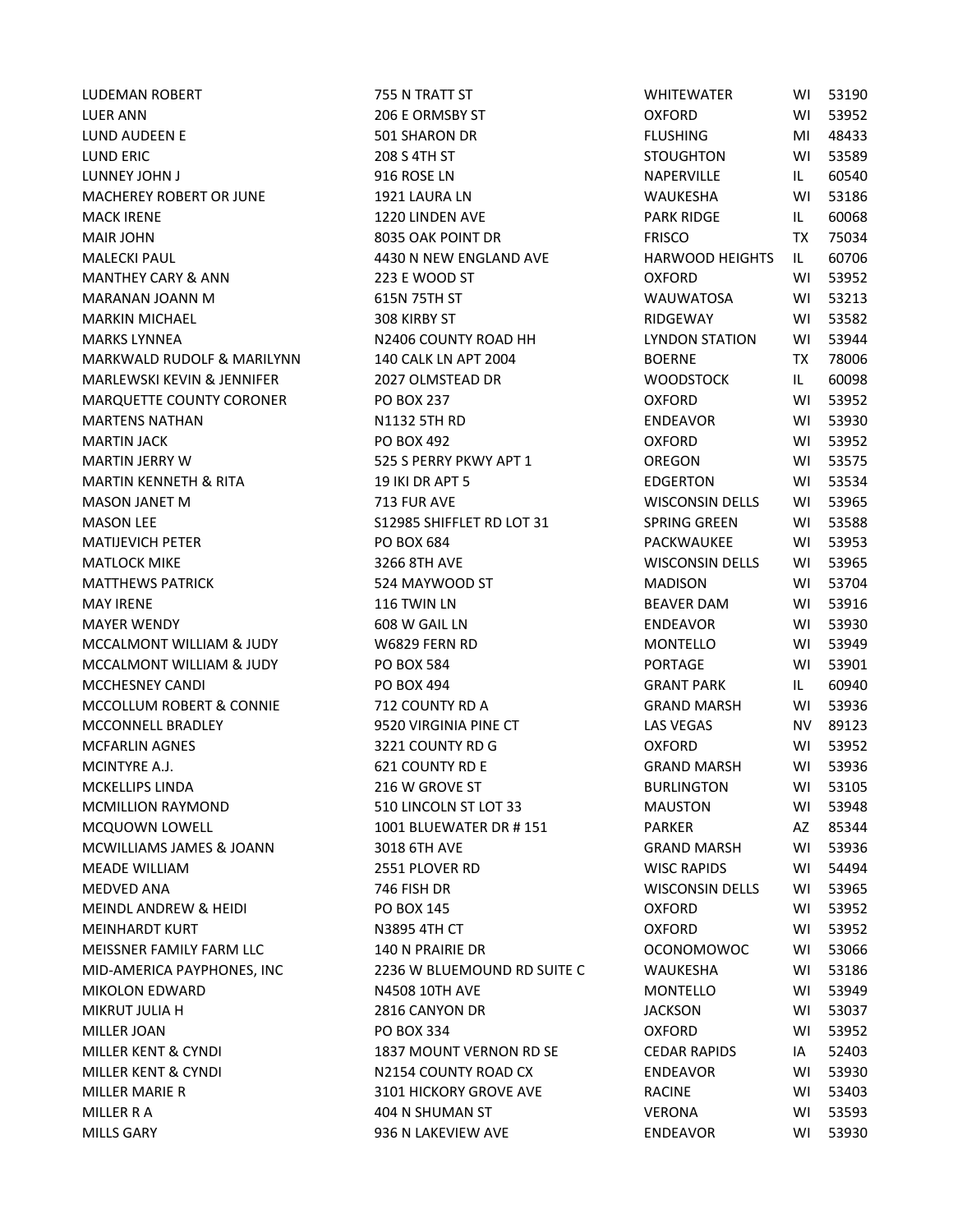| | | | | |
|---|---|---|---|---|
| LUDEMAN ROBERT | 755 N TRATT ST | WHITEWATER | WI | 53190 |
| LUER ANN | 206 E ORMSBY ST | OXFORD | WI | 53952 |
| LUND AUDEEN E | 501 SHARON DR | FLUSHING | MI | 48433 |
| LUND ERIC | 208 S 4TH ST | STOUGHTON | WI | 53589 |
| LUNNEY JOHN J | 916 ROSE LN | NAPERVILLE | IL | 60540 |
| MACHEREY ROBERT OR JUNE | 1921 LAURA LN | WAUKESHA | WI | 53186 |
| MACK IRENE | 1220 LINDEN AVE | PARK RIDGE | IL | 60068 |
| MAIR JOHN | 8035 OAK POINT DR | FRISCO | TX | 75034 |
| MALECKI PAUL | 4430 N NEW ENGLAND AVE | HARWOOD HEIGHTS | IL | 60706 |
| MANTHEY CARY & ANN | 223 E WOOD ST | OXFORD | WI | 53952 |
| MARANAN JOANN M | 615N 75TH ST | WAUWATOSA | WI | 53213 |
| MARKIN MICHAEL | 308 KIRBY ST | RIDGEWAY | WI | 53582 |
| MARKS LYNNEA | N2406 COUNTY ROAD HH | LYNDON STATION | WI | 53944 |
| MARKWALD RUDOLF & MARILYNN | 140 CALK LN APT 2004 | BOERNE | TX | 78006 |
| MARLEWSKI KEVIN & JENNIFER | 2027 OLMSTEAD DR | WOODSTOCK | IL | 60098 |
| MARQUETTE COUNTY CORONER | PO BOX 237 | OXFORD | WI | 53952 |
| MARTENS NATHAN | N1132 5TH RD | ENDEAVOR | WI | 53930 |
| MARTIN JACK | PO BOX 492 | OXFORD | WI | 53952 |
| MARTIN JERRY W | 525 S PERRY PKWY APT 1 | OREGON | WI | 53575 |
| MARTIN KENNETH & RITA | 19 IKI DR APT 5 | EDGERTON | WI | 53534 |
| MASON JANET M | 713 FUR AVE | WISCONSIN DELLS | WI | 53965 |
| MASON LEE | S12985 SHIFFLET RD LOT 31 | SPRING GREEN | WI | 53588 |
| MATIJEVICH PETER | PO BOX 684 | PACKWAUKEE | WI | 53953 |
| MATLOCK MIKE | 3266 8TH AVE | WISCONSIN DELLS | WI | 53965 |
| MATTHEWS PATRICK | 524 MAYWOOD ST | MADISON | WI | 53704 |
| MAY IRENE | 116 TWIN LN | BEAVER DAM | WI | 53916 |
| MAYER WENDY | 608 W GAIL LN | ENDEAVOR | WI | 53930 |
| MCCALMONT WILLIAM & JUDY | W6829 FERN RD | MONTELLO | WI | 53949 |
| MCCALMONT WILLIAM & JUDY | PO BOX 584 | PORTAGE | WI | 53901 |
| MCCHESNEY CANDI | PO BOX 494 | GRANT PARK | IL | 60940 |
| MCCOLLUM ROBERT & CONNIE | 712 COUNTY RD A | GRAND MARSH | WI | 53936 |
| MCCONNELL BRADLEY | 9520 VIRGINIA PINE CT | LAS VEGAS | NV | 89123 |
| MCFARLIN AGNES | 3221 COUNTY RD G | OXFORD | WI | 53952 |
| MCINTYRE A.J. | 621 COUNTY RD E | GRAND MARSH | WI | 53936 |
| MCKELLIPS LINDA | 216 W GROVE ST | BURLINGTON | WI | 53105 |
| MCMILLION RAYMOND | 510 LINCOLN ST LOT 33 | MAUSTON | WI | 53948 |
| MCQUOWN LOWELL | 1001 BLUEWATER DR # 151 | PARKER | AZ | 85344 |
| MCWILLIAMS JAMES & JOANN | 3018 6TH AVE | GRAND MARSH | WI | 53936 |
| MEADE WILLIAM | 2551 PLOVER RD | WISC RAPIDS | WI | 54494 |
| MEDVED ANA | 746 FISH DR | WISCONSIN DELLS | WI | 53965 |
| MEINDL ANDREW & HEIDI | PO BOX 145 | OXFORD | WI | 53952 |
| MEINHARDT KURT | N3895 4TH CT | OXFORD | WI | 53952 |
| MEISSNER FAMILY FARM LLC | 140 N PRAIRIE DR | OCONOMOWOC | WI | 53066 |
| MID-AMERICA PAYPHONES, INC | 2236 W BLUEMOUND RD SUITE C | WAUKESHA | WI | 53186 |
| MIKOLON EDWARD | N4508 10TH AVE | MONTELLO | WI | 53949 |
| MIKRUT JULIA H | 2816 CANYON DR | JACKSON | WI | 53037 |
| MILLER JOAN | PO BOX 334 | OXFORD | WI | 53952 |
| MILLER KENT & CYNDI | 1837 MOUNT VERNON RD SE | CEDAR RAPIDS | IA | 52403 |
| MILLER KENT & CYNDI | N2154 COUNTY ROAD CX | ENDEAVOR | WI | 53930 |
| MILLER MARIE R | 3101 HICKORY GROVE AVE | RACINE | WI | 53403 |
| MILLER R A | 404 N SHUMAN ST | VERONA | WI | 53593 |
| MILLS GARY | 936 N LAKEVIEW AVE | ENDEAVOR | WI | 53930 |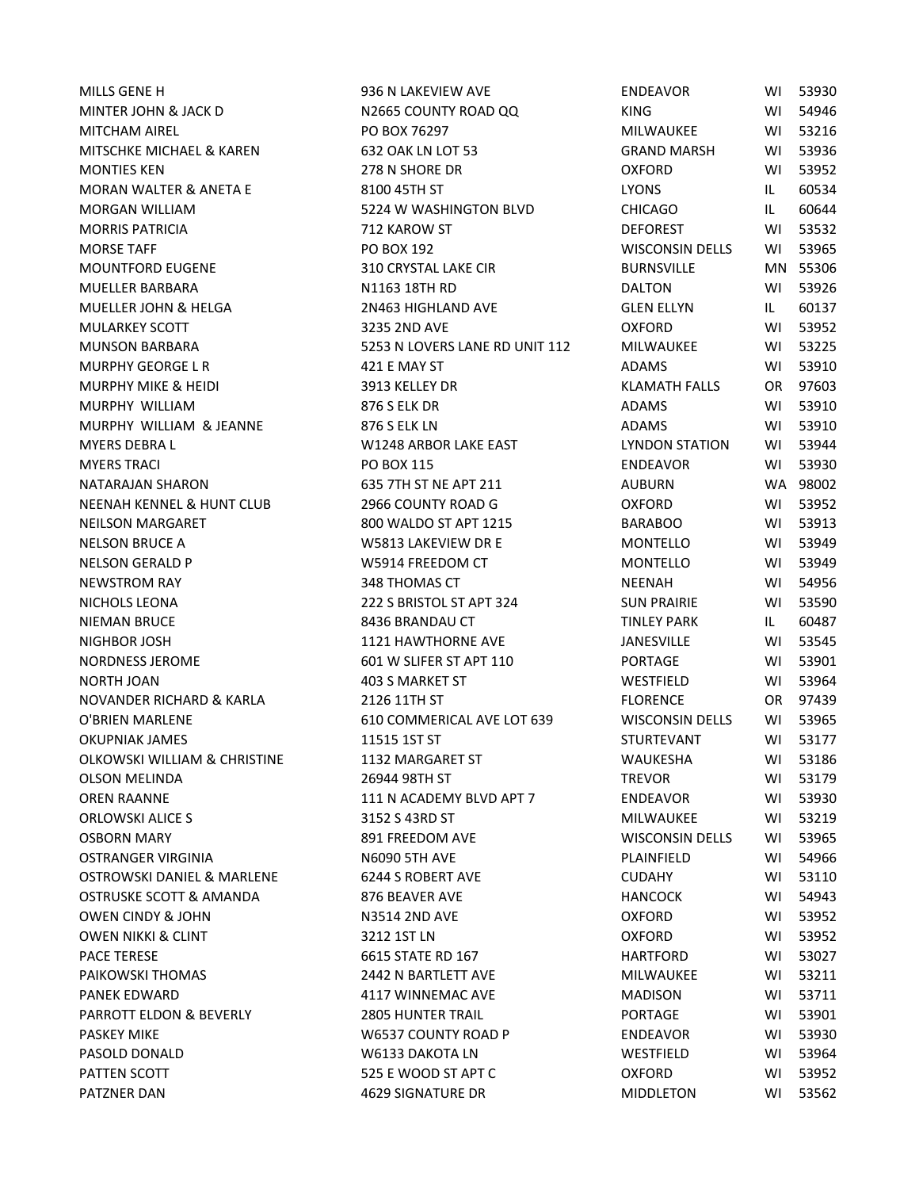| | | | | |
|---|---|---|---|---|
| MILLS GENE H | 936 N LAKEVIEW AVE | ENDEAVOR | WI | 53930 |
| MINTER JOHN & JACK D | N2665 COUNTY ROAD QQ | KING | WI | 54946 |
| MITCHAM AIREL | PO BOX 76297 | MILWAUKEE | WI | 53216 |
| MITSCHKE MICHAEL & KAREN | 632 OAK LN LOT 53 | GRAND MARSH | WI | 53936 |
| MONTIES KEN | 278 N SHORE DR | OXFORD | WI | 53952 |
| MORAN WALTER & ANETA E | 8100 45TH ST | LYONS | IL | 60534 |
| MORGAN WILLIAM | 5224 W WASHINGTON BLVD | CHICAGO | IL | 60644 |
| MORRIS PATRICIA | 712 KAROW ST | DEFOREST | WI | 53532 |
| MORSE TAFF | PO BOX 192 | WISCONSIN DELLS | WI | 53965 |
| MOUNTFORD EUGENE | 310 CRYSTAL LAKE CIR | BURNSVILLE | MN | 55306 |
| MUELLER BARBARA | N1163 18TH RD | DALTON | WI | 53926 |
| MUELLER JOHN & HELGA | 2N463 HIGHLAND AVE | GLEN ELLYN | IL | 60137 |
| MULARKEY SCOTT | 3235 2ND AVE | OXFORD | WI | 53952 |
| MUNSON BARBARA | 5253 N LOVERS LANE RD UNIT 112 | MILWAUKEE | WI | 53225 |
| MURPHY GEORGE L R | 421 E MAY ST | ADAMS | WI | 53910 |
| MURPHY MIKE & HEIDI | 3913 KELLEY DR | KLAMATH FALLS | OR | 97603 |
| MURPHY WILLIAM | 876 S ELK DR | ADAMS | WI | 53910 |
| MURPHY WILLIAM & JEANNE | 876 S ELK LN | ADAMS | WI | 53910 |
| MYERS DEBRA L | W1248 ARBOR LAKE EAST | LYNDON STATION | WI | 53944 |
| MYERS TRACI | PO BOX 115 | ENDEAVOR | WI | 53930 |
| NATARAJAN SHARON | 635 7TH ST NE APT 211 | AUBURN | WA | 98002 |
| NEENAH KENNEL & HUNT CLUB | 2966 COUNTY ROAD G | OXFORD | WI | 53952 |
| NEILSON MARGARET | 800 WALDO ST APT 1215 | BARABOO | WI | 53913 |
| NELSON BRUCE A | W5813 LAKEVIEW DR E | MONTELLO | WI | 53949 |
| NELSON GERALD P | W5914 FREEDOM CT | MONTELLO | WI | 53949 |
| NEWSTROM RAY | 348 THOMAS CT | NEENAH | WI | 54956 |
| NICHOLS LEONA | 222 S BRISTOL ST APT 324 | SUN PRAIRIE | WI | 53590 |
| NIEMAN BRUCE | 8436 BRANDAU CT | TINLEY PARK | IL | 60487 |
| NIGHBOR JOSH | 1121 HAWTHORNE AVE | JANESVILLE | WI | 53545 |
| NORDNESS JEROME | 601 W SLIFER ST APT 110 | PORTAGE | WI | 53901 |
| NORTH JOAN | 403 S MARKET ST | WESTFIELD | WI | 53964 |
| NOVANDER RICHARD & KARLA | 2126 11TH ST | FLORENCE | OR | 97439 |
| O'BRIEN MARLENE | 610 COMMERICAL AVE LOT 639 | WISCONSIN DELLS | WI | 53965 |
| OKUPNIAK JAMES | 11515 1ST ST | STURTEVANT | WI | 53177 |
| OLKOWSKI WILLIAM & CHRISTINE | 1132 MARGARET ST | WAUKESHA | WI | 53186 |
| OLSON MELINDA | 26944 98TH ST | TREVOR | WI | 53179 |
| OREN RAANNE | 111 N ACADEMY BLVD APT 7 | ENDEAVOR | WI | 53930 |
| ORLOWSKI ALICE S | 3152 S 43RD ST | MILWAUKEE | WI | 53219 |
| OSBORN MARY | 891 FREEDOM AVE | WISCONSIN DELLS | WI | 53965 |
| OSTRANGER VIRGINIA | N6090 5TH AVE | PLAINFIELD | WI | 54966 |
| OSTROWSKI DANIEL & MARLENE | 6244 S ROBERT AVE | CUDAHY | WI | 53110 |
| OSTRUSKE SCOTT & AMANDA | 876 BEAVER AVE | HANCOCK | WI | 54943 |
| OWEN CINDY & JOHN | N3514 2ND AVE | OXFORD | WI | 53952 |
| OWEN NIKKI & CLINT | 3212 1ST LN | OXFORD | WI | 53952 |
| PACE TERESE | 6615 STATE RD 167 | HARTFORD | WI | 53027 |
| PAIKOWSKI THOMAS | 2442 N BARTLETT AVE | MILWAUKEE | WI | 53211 |
| PANEK EDWARD | 4117 WINNEMAC AVE | MADISON | WI | 53711 |
| PARROTT ELDON & BEVERLY | 2805 HUNTER TRAIL | PORTAGE | WI | 53901 |
| PASKEY MIKE | W6537 COUNTY ROAD P | ENDEAVOR | WI | 53930 |
| PASOLD DONALD | W6133 DAKOTA LN | WESTFIELD | WI | 53964 |
| PATTEN SCOTT | 525 E WOOD ST APT C | OXFORD | WI | 53952 |
| PATZNER DAN | 4629 SIGNATURE DR | MIDDLETON | WI | 53562 |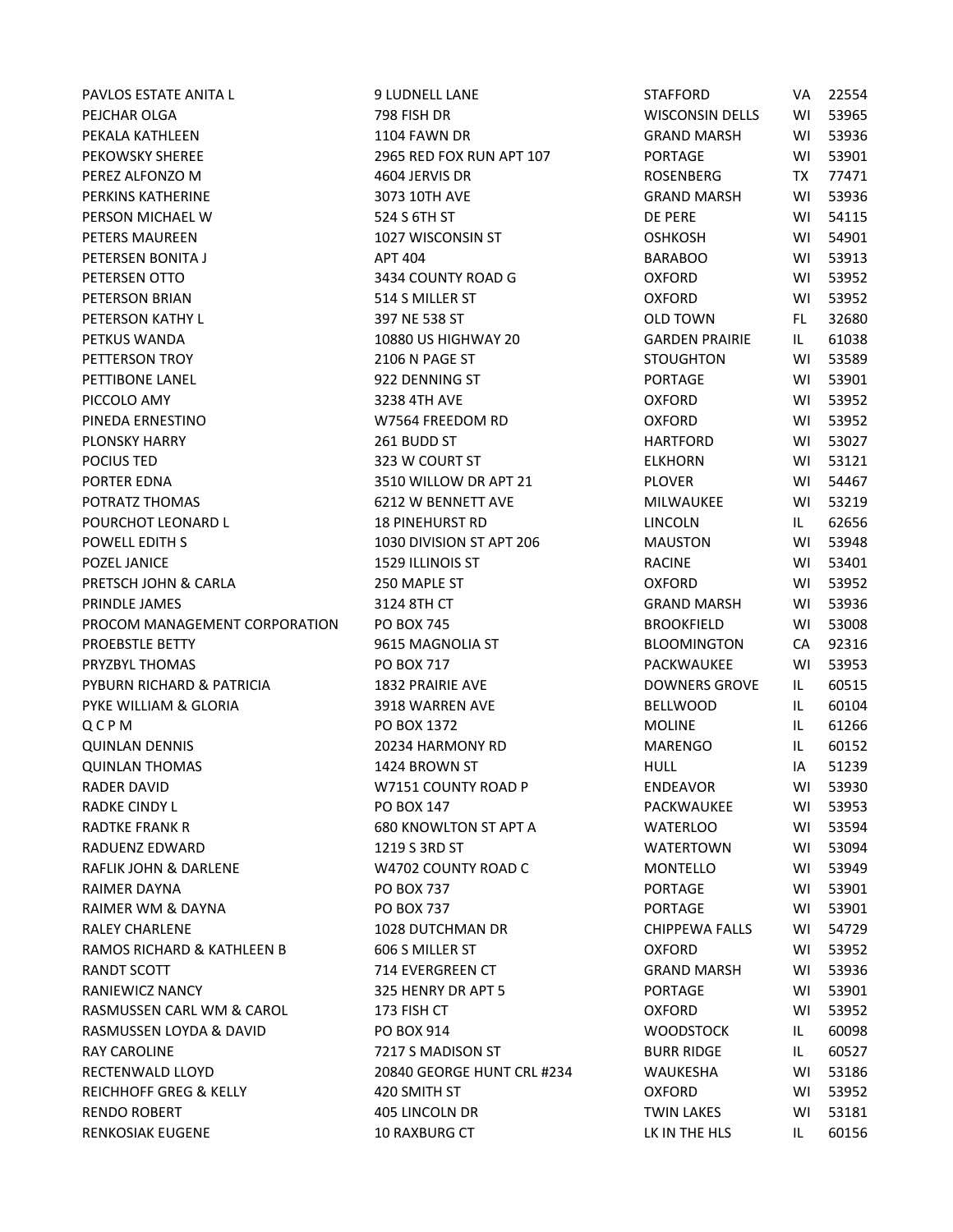| | | | | |
|---|---|---|---|---|
| PAVLOS ESTATE ANITA L | 9 LUDNELL LANE | STAFFORD | VA | 22554 |
| PEJCHAR OLGA | 798 FISH DR | WISCONSIN DELLS | WI | 53965 |
| PEKALA KATHLEEN | 1104 FAWN DR | GRAND MARSH | WI | 53936 |
| PEKOWSKY SHEREE | 2965 RED FOX RUN APT 107 | PORTAGE | WI | 53901 |
| PEREZ ALFONZO M | 4604 JERVIS DR | ROSENBERG | TX | 77471 |
| PERKINS KATHERINE | 3073 10TH AVE | GRAND MARSH | WI | 53936 |
| PERSON MICHAEL W | 524 S 6TH ST | DE PERE | WI | 54115 |
| PETERS MAUREEN | 1027 WISCONSIN ST | OSHKOSH | WI | 54901 |
| PETERSEN BONITA J | APT 404 | BARABOO | WI | 53913 |
| PETERSEN OTTO | 3434 COUNTY ROAD G | OXFORD | WI | 53952 |
| PETERSON BRIAN | 514 S MILLER ST | OXFORD | WI | 53952 |
| PETERSON KATHY L | 397 NE 538 ST | OLD TOWN | FL | 32680 |
| PETKUS WANDA | 10880 US HIGHWAY 20 | GARDEN PRAIRIE | IL | 61038 |
| PETTERSON TROY | 2106 N PAGE ST | STOUGHTON | WI | 53589 |
| PETTIBONE LANEL | 922 DENNING ST | PORTAGE | WI | 53901 |
| PICCOLO AMY | 3238 4TH AVE | OXFORD | WI | 53952 |
| PINEDA ERNESTINO | W7564 FREEDOM RD | OXFORD | WI | 53952 |
| PLONSKY HARRY | 261 BUDD ST | HARTFORD | WI | 53027 |
| POCIUS TED | 323 W COURT ST | ELKHORN | WI | 53121 |
| PORTER EDNA | 3510 WILLOW DR APT 21 | PLOVER | WI | 54467 |
| POTRATZ THOMAS | 6212 W BENNETT AVE | MILWAUKEE | WI | 53219 |
| POURCHOT LEONARD L | 18 PINEHURST RD | LINCOLN | IL | 62656 |
| POWELL EDITH S | 1030 DIVISION ST APT 206 | MAUSTON | WI | 53948 |
| POZEL JANICE | 1529 ILLINOIS ST | RACINE | WI | 53401 |
| PRETSCH JOHN & CARLA | 250 MAPLE ST | OXFORD | WI | 53952 |
| PRINDLE JAMES | 3124 8TH CT | GRAND MARSH | WI | 53936 |
| PROCOM MANAGEMENT CORPORATION | PO BOX 745 | BROOKFIELD | WI | 53008 |
| PROEBSTLE BETTY | 9615 MAGNOLIA ST | BLOOMINGTON | CA | 92316 |
| PRYZBYL THOMAS | PO BOX 717 | PACKWAUKEE | WI | 53953 |
| PYBURN RICHARD & PATRICIA | 1832 PRAIRIE AVE | DOWNERS GROVE | IL | 60515 |
| PYKE WILLIAM & GLORIA | 3918 WARREN AVE | BELLWOOD | IL | 60104 |
| Q C P M | PO BOX 1372 | MOLINE | IL | 61266 |
| QUINLAN DENNIS | 20234 HARMONY RD | MARENGO | IL | 60152 |
| QUINLAN THOMAS | 1424 BROWN ST | HULL | IA | 51239 |
| RADER DAVID | W7151 COUNTY ROAD P | ENDEAVOR | WI | 53930 |
| RADKE CINDY L | PO BOX 147 | PACKWAUKEE | WI | 53953 |
| RADTKE FRANK R | 680 KNOWLTON ST APT A | WATERLOO | WI | 53594 |
| RADUENZ EDWARD | 1219 S 3RD ST | WATERTOWN | WI | 53094 |
| RAFLIK JOHN & DARLENE | W4702 COUNTY ROAD C | MONTELLO | WI | 53949 |
| RAIMER DAYNA | PO BOX 737 | PORTAGE | WI | 53901 |
| RAIMER WM & DAYNA | PO BOX 737 | PORTAGE | WI | 53901 |
| RALEY CHARLENE | 1028 DUTCHMAN DR | CHIPPEWA FALLS | WI | 54729 |
| RAMOS RICHARD & KATHLEEN B | 606 S MILLER ST | OXFORD | WI | 53952 |
| RANDT SCOTT | 714 EVERGREEN CT | GRAND MARSH | WI | 53936 |
| RANIEWICZ NANCY | 325 HENRY DR APT 5 | PORTAGE | WI | 53901 |
| RASMUSSEN CARL WM & CAROL | 173 FISH CT | OXFORD | WI | 53952 |
| RASMUSSEN LOYDA & DAVID | PO BOX 914 | WOODSTOCK | IL | 60098 |
| RAY CAROLINE | 7217 S MADISON ST | BURR RIDGE | IL | 60527 |
| RECTENWALD LLOYD | 20840 GEORGE HUNT CRL #234 | WAUKESHA | WI | 53186 |
| REICHHOFF GREG & KELLY | 420 SMITH ST | OXFORD | WI | 53952 |
| RENDO ROBERT | 405 LINCOLN DR | TWIN LAKES | WI | 53181 |
| RENKOSIAK EUGENE | 10 RAXBURG CT | LK IN THE HLS | IL | 60156 |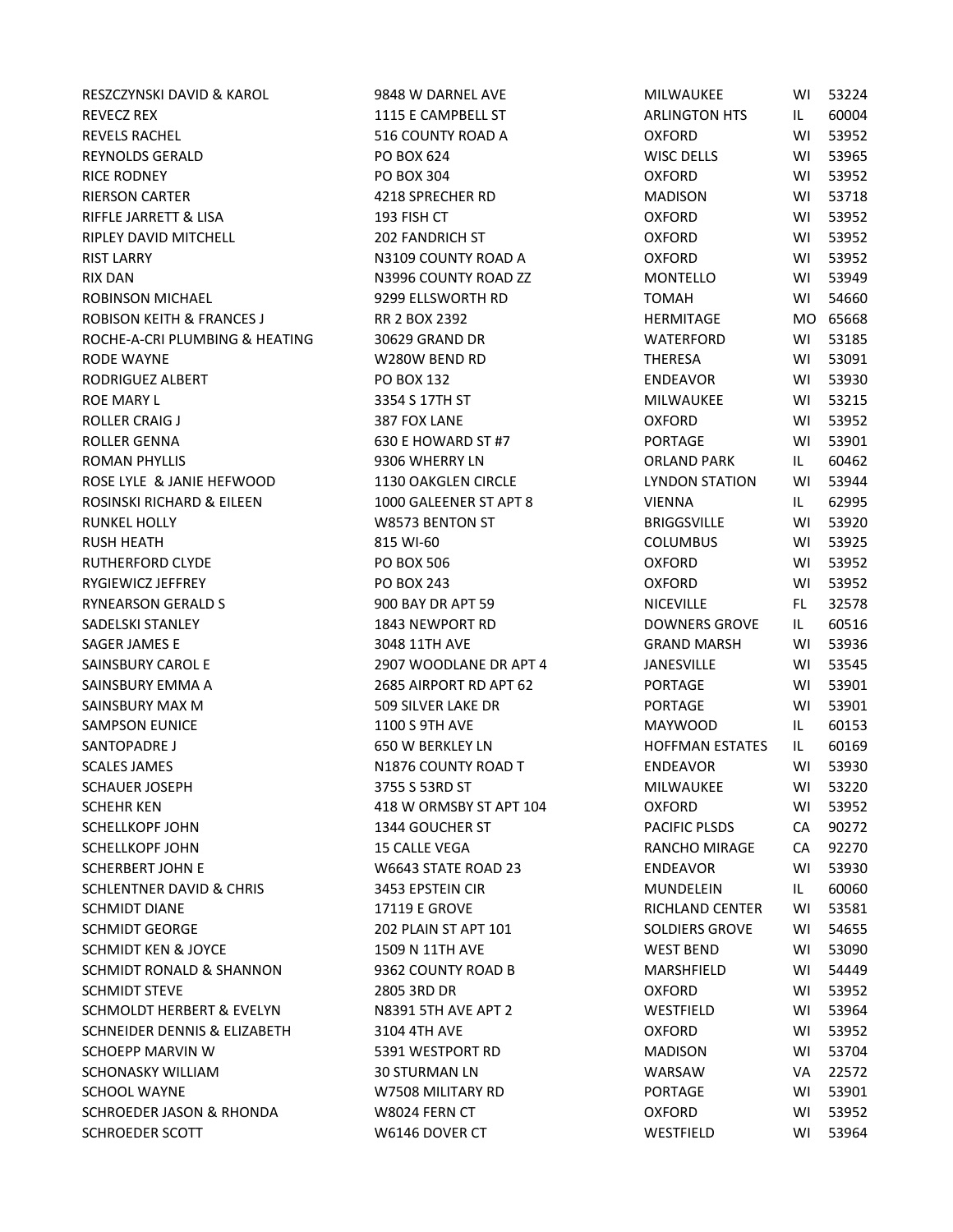| | | | | |
|---|---|---|---|---|
| RESZCZYNSKI DAVID & KAROL | 9848 W DARNEL AVE | MILWAUKEE | WI | 53224 |
| REVECZ REX | 1115 E CAMPBELL ST | ARLINGTON HTS | IL | 60004 |
| REVELS RACHEL | 516 COUNTY ROAD A | OXFORD | WI | 53952 |
| REYNOLDS GERALD | PO BOX 624 | WISC DELLS | WI | 53965 |
| RICE RODNEY | PO BOX 304 | OXFORD | WI | 53952 |
| RIERSON CARTER | 4218 SPRECHER RD | MADISON | WI | 53718 |
| RIFFLE JARRETT & LISA | 193 FISH CT | OXFORD | WI | 53952 |
| RIPLEY DAVID MITCHELL | 202 FANDRICH ST | OXFORD | WI | 53952 |
| RIST LARRY | N3109 COUNTY ROAD A | OXFORD | WI | 53952 |
| RIX DAN | N3996 COUNTY ROAD ZZ | MONTELLO | WI | 53949 |
| ROBINSON MICHAEL | 9299 ELLSWORTH RD | TOMAH | WI | 54660 |
| ROBISON KEITH & FRANCES J | RR 2 BOX 2392 | HERMITAGE | MO | 65668 |
| ROCHE-A-CRI PLUMBING & HEATING | 30629 GRAND DR | WATERFORD | WI | 53185 |
| RODE WAYNE | W280W BEND RD | THERESA | WI | 53091 |
| RODRIGUEZ ALBERT | PO BOX 132 | ENDEAVOR | WI | 53930 |
| ROE MARY L | 3354 S 17TH ST | MILWAUKEE | WI | 53215 |
| ROLLER CRAIG J | 387 FOX LANE | OXFORD | WI | 53952 |
| ROLLER GENNA | 630 E HOWARD ST #7 | PORTAGE | WI | 53901 |
| ROMAN PHYLLIS | 9306 WHERRY LN | ORLAND PARK | IL | 60462 |
| ROSE LYLE & JANIE HEFWOOD | 1130 OAKGLEN CIRCLE | LYNDON STATION | WI | 53944 |
| ROSINSKI RICHARD & EILEEN | 1000 GALEENER ST APT 8 | VIENNA | IL | 62995 |
| RUNKEL HOLLY | W8573 BENTON ST | BRIGGSVILLE | WI | 53920 |
| RUSH HEATH | 815 WI-60 | COLUMBUS | WI | 53925 |
| RUTHERFORD CLYDE | PO BOX 506 | OXFORD | WI | 53952 |
| RYGIEWICZ JEFFREY | PO BOX 243 | OXFORD | WI | 53952 |
| RYNEARSON GERALD S | 900 BAY DR APT 59 | NICEVILLE | FL | 32578 |
| SADELSKI STANLEY | 1843 NEWPORT RD | DOWNERS GROVE | IL | 60516 |
| SAGER JAMES E | 3048 11TH AVE | GRAND MARSH | WI | 53936 |
| SAINSBURY CAROL E | 2907 WOODLANE DR APT 4 | JANESVILLE | WI | 53545 |
| SAINSBURY EMMA A | 2685 AIRPORT RD APT 62 | PORTAGE | WI | 53901 |
| SAINSBURY MAX M | 509 SILVER LAKE DR | PORTAGE | WI | 53901 |
| SAMPSON EUNICE | 1100 S 9TH AVE | MAYWOOD | IL | 60153 |
| SANTOPADRE J | 650 W BERKLEY LN | HOFFMAN ESTATES | IL | 60169 |
| SCALES JAMES | N1876 COUNTY ROAD T | ENDEAVOR | WI | 53930 |
| SCHAUER JOSEPH | 3755 S 53RD ST | MILWAUKEE | WI | 53220 |
| SCHEHR KEN | 418 W ORMSBY ST APT 104 | OXFORD | WI | 53952 |
| SCHELLKOPF JOHN | 1344 GOUCHER ST | PACIFIC PLSDS | CA | 90272 |
| SCHELLKOPF JOHN | 15 CALLE VEGA | RANCHO MIRAGE | CA | 92270 |
| SCHERBERT JOHN E | W6643 STATE ROAD 23 | ENDEAVOR | WI | 53930 |
| SCHLENTNER DAVID & CHRIS | 3453 EPSTEIN CIR | MUNDELEIN | IL | 60060 |
| SCHMIDT DIANE | 17119 E GROVE | RICHLAND CENTER | WI | 53581 |
| SCHMIDT GEORGE | 202 PLAIN ST APT 101 | SOLDIERS GROVE | WI | 54655 |
| SCHMIDT KEN & JOYCE | 1509 N 11TH AVE | WEST BEND | WI | 53090 |
| SCHMIDT RONALD & SHANNON | 9362 COUNTY ROAD B | MARSHFIELD | WI | 54449 |
| SCHMIDT STEVE | 2805 3RD DR | OXFORD | WI | 53952 |
| SCHMOLDT HERBERT & EVELYN | N8391 5TH AVE APT 2 | WESTFIELD | WI | 53964 |
| SCHNEIDER DENNIS & ELIZABETH | 3104 4TH AVE | OXFORD | WI | 53952 |
| SCHOEPP MARVIN W | 5391 WESTPORT RD | MADISON | WI | 53704 |
| SCHONASKY WILLIAM | 30 STURMAN LN | WARSAW | VA | 22572 |
| SCHOOL WAYNE | W7508 MILITARY RD | PORTAGE | WI | 53901 |
| SCHROEDER JASON & RHONDA | W8024 FERN CT | OXFORD | WI | 53952 |
| SCHROEDER SCOTT | W6146 DOVER CT | WESTFIELD | WI | 53964 |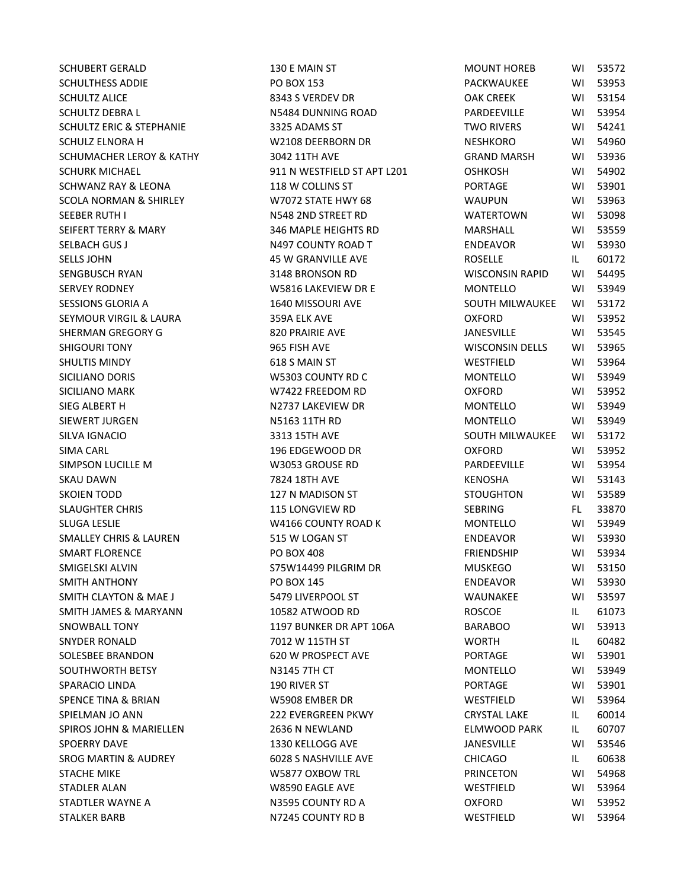| | | | | |
|---|---|---|---|---|
| SCHUBERT GERALD | 130 E MAIN ST | MOUNT HOREB | WI | 53572 |
| SCHULTHESS ADDIE | PO BOX 153 | PACKWAUKEE | WI | 53953 |
| SCHULTZ ALICE | 8343 S VERDEV DR | OAK CREEK | WI | 53154 |
| SCHULTZ DEBRA L | N5484 DUNNING ROAD | PARDEEVILLE | WI | 53954 |
| SCHULTZ ERIC & STEPHANIE | 3325 ADAMS ST | TWO RIVERS | WI | 54241 |
| SCHULZ ELNORA H | W2108 DEERBORN DR | NESHKORO | WI | 54960 |
| SCHUMACHER LEROY & KATHY | 3042 11TH AVE | GRAND MARSH | WI | 53936 |
| SCHURK MICHAEL | 911 N WESTFIELD ST APT L201 | OSHKOSH | WI | 54902 |
| SCHWANZ RAY & LEONA | 118 W COLLINS ST | PORTAGE | WI | 53901 |
| SCOLA NORMAN & SHIRLEY | W7072 STATE HWY 68 | WAUPUN | WI | 53963 |
| SEEBER RUTH I | N548 2ND STREET RD | WATERTOWN | WI | 53098 |
| SEIFERT TERRY & MARY | 346 MAPLE HEIGHTS RD | MARSHALL | WI | 53559 |
| SELBACH GUS J | N497 COUNTY ROAD T | ENDEAVOR | WI | 53930 |
| SELLS JOHN | 45 W GRANVILLE AVE | ROSELLE | IL | 60172 |
| SENGBUSCH RYAN | 3148 BRONSON RD | WISCONSIN RAPID | WI | 54495 |
| SERVEY RODNEY | W5816 LAKEVIEW DR E | MONTELLO | WI | 53949 |
| SESSIONS GLORIA A | 1640 MISSOURI AVE | SOUTH MILWAUKEE | WI | 53172 |
| SEYMOUR VIRGIL & LAURA | 359A ELK AVE | OXFORD | WI | 53952 |
| SHERMAN GREGORY G | 820 PRAIRIE AVE | JANESVILLE | WI | 53545 |
| SHIGOURI TONY | 965 FISH AVE | WISCONSIN DELLS | WI | 53965 |
| SHULTIS MINDY | 618 S MAIN ST | WESTFIELD | WI | 53964 |
| SICILIANO DORIS | W5303 COUNTY RD C | MONTELLO | WI | 53949 |
| SICILIANO MARK | W7422 FREEDOM RD | OXFORD | WI | 53952 |
| SIEG ALBERT H | N2737 LAKEVIEW DR | MONTELLO | WI | 53949 |
| SIEWERT JURGEN | N5163 11TH RD | MONTELLO | WI | 53949 |
| SILVA IGNACIO | 3313 15TH AVE | SOUTH MILWAUKEE | WI | 53172 |
| SIMA CARL | 196 EDGEWOOD DR | OXFORD | WI | 53952 |
| SIMPSON LUCILLE M | W3053 GROUSE RD | PARDEEVILLE | WI | 53954 |
| SKAU DAWN | 7824 18TH AVE | KENOSHA | WI | 53143 |
| SKOIEN TODD | 127 N MADISON ST | STOUGHTON | WI | 53589 |
| SLAUGHTER CHRIS | 115 LONGVIEW RD | SEBRING | FL | 33870 |
| SLUGA LESLIE | W4166 COUNTY ROAD K | MONTELLO | WI | 53949 |
| SMALLEY CHRIS & LAUREN | 515 W LOGAN ST | ENDEAVOR | WI | 53930 |
| SMART FLORENCE | PO BOX 408 | FRIENDSHIP | WI | 53934 |
| SMIGELSKI ALVIN | S75W14499 PILGRIM DR | MUSKEGO | WI | 53150 |
| SMITH ANTHONY | PO BOX 145 | ENDEAVOR | WI | 53930 |
| SMITH CLAYTON & MAE J | 5479 LIVERPOOL ST | WAUNAKEE | WI | 53597 |
| SMITH JAMES & MARYANN | 10582 ATWOOD RD | ROSCOE | IL | 61073 |
| SNOWBALL TONY | 1197 BUNKER DR APT 106A | BARABOO | WI | 53913 |
| SNYDER RONALD | 7012 W 115TH ST | WORTH | IL | 60482 |
| SOLESBEE BRANDON | 620 W PROSPECT AVE | PORTAGE | WI | 53901 |
| SOUTHWORTH BETSY | N3145 7TH CT | MONTELLO | WI | 53949 |
| SPARACIO LINDA | 190 RIVER ST | PORTAGE | WI | 53901 |
| SPENCE TINA & BRIAN | W5908 EMBER DR | WESTFIELD | WI | 53964 |
| SPIELMAN JO ANN | 222 EVERGREEN PKWY | CRYSTAL LAKE | IL | 60014 |
| SPIROS JOHN & MARIELLEN | 2636 N NEWLAND | ELMWOOD PARK | IL | 60707 |
| SPOERRY DAVE | 1330 KELLOGG AVE | JANESVILLE | WI | 53546 |
| SROG MARTIN & AUDREY | 6028 S NASHVILLE AVE | CHICAGO | IL | 60638 |
| STACHE MIKE | W5877 OXBOW TRL | PRINCETON | WI | 54968 |
| STADLER ALAN | W8590 EAGLE AVE | WESTFIELD | WI | 53964 |
| STADTLER WAYNE A | N3595 COUNTY RD A | OXFORD | WI | 53952 |
| STALKER BARB | N7245 COUNTY RD B | WESTFIELD | WI | 53964 |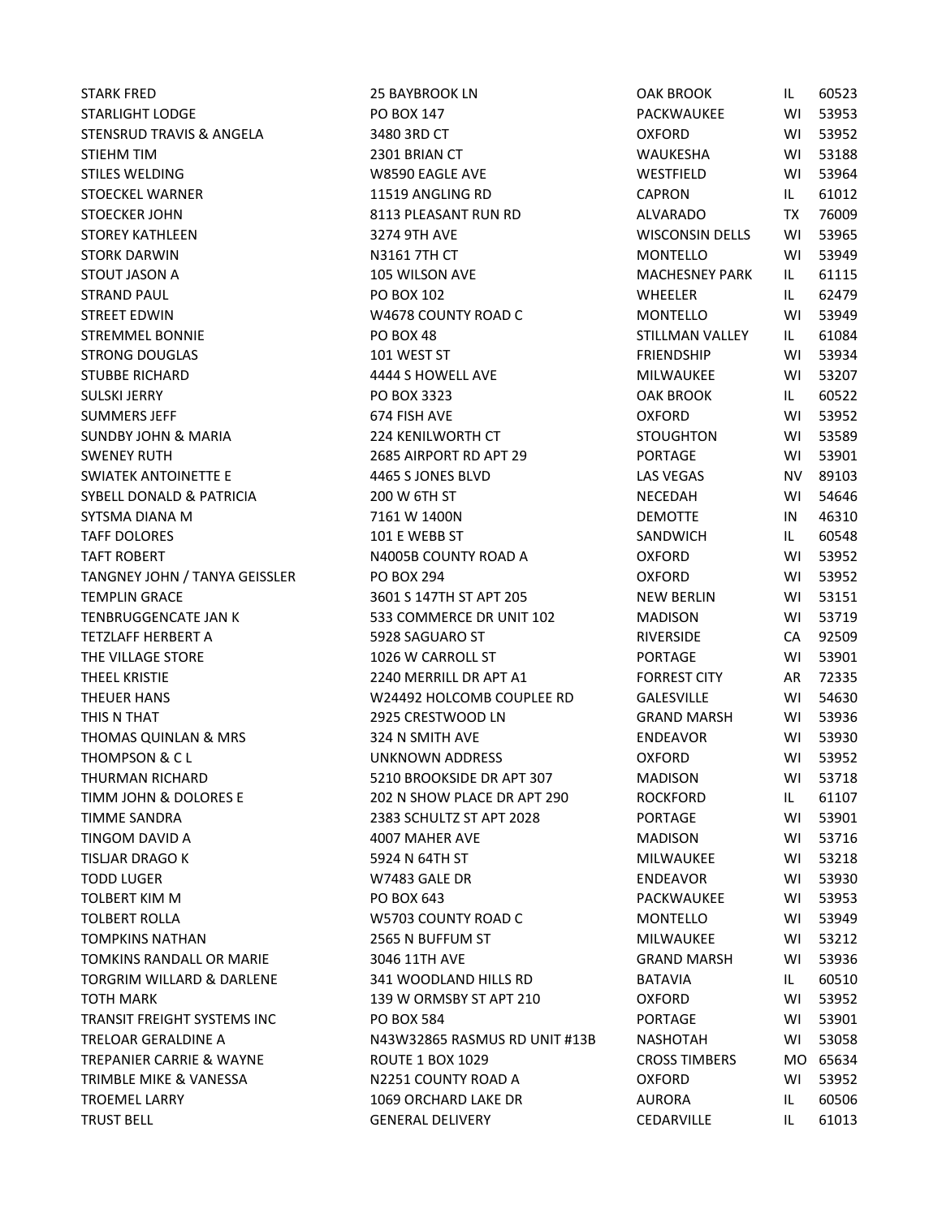| | | | | |
|---|---|---|---|---|
| STARK FRED | 25 BAYBROOK LN | OAK BROOK | IL | 60523 |
| STARLIGHT LODGE | PO BOX 147 | PACKWAUKEE | WI | 53953 |
| STENSRUD TRAVIS & ANGELA | 3480 3RD CT | OXFORD | WI | 53952 |
| STIEHM TIM | 2301 BRIAN CT | WAUKESHA | WI | 53188 |
| STILES WELDING | W8590 EAGLE AVE | WESTFIELD | WI | 53964 |
| STOECKEL WARNER | 11519 ANGLING RD | CAPRON | IL | 61012 |
| STOECKER JOHN | 8113 PLEASANT RUN RD | ALVARADO | TX | 76009 |
| STOREY KATHLEEN | 3274 9TH AVE | WISCONSIN DELLS | WI | 53965 |
| STORK DARWIN | N3161 7TH CT | MONTELLO | WI | 53949 |
| STOUT JASON A | 105 WILSON AVE | MACHESNEY PARK | IL | 61115 |
| STRAND PAUL | PO BOX 102 | WHEELER | IL | 62479 |
| STREET EDWIN | W4678 COUNTY ROAD C | MONTELLO | WI | 53949 |
| STREMMEL BONNIE | PO BOX 48 | STILLMAN VALLEY | IL | 61084 |
| STRONG DOUGLAS | 101 WEST ST | FRIENDSHIP | WI | 53934 |
| STUBBE RICHARD | 4444 S HOWELL AVE | MILWAUKEE | WI | 53207 |
| SULSKI JERRY | PO BOX 3323 | OAK BROOK | IL | 60522 |
| SUMMERS JEFF | 674 FISH AVE | OXFORD | WI | 53952 |
| SUNDBY JOHN & MARIA | 224 KENILWORTH CT | STOUGHTON | WI | 53589 |
| SWENEY RUTH | 2685 AIRPORT RD APT 29 | PORTAGE | WI | 53901 |
| SWIATEK ANTOINETTE E | 4465 S JONES BLVD | LAS VEGAS | NV | 89103 |
| SYBELL DONALD & PATRICIA | 200 W 6TH ST | NECEDAH | WI | 54646 |
| SYTSMA DIANA M | 7161 W 1400N | DEMOTTE | IN | 46310 |
| TAFF DOLORES | 101 E WEBB ST | SANDWICH | IL | 60548 |
| TAFT ROBERT | N4005B COUNTY ROAD A | OXFORD | WI | 53952 |
| TANGNEY JOHN / TANYA GEISSLER | PO BOX 294 | OXFORD | WI | 53952 |
| TEMPLIN GRACE | 3601 S 147TH ST APT 205 | NEW BERLIN | WI | 53151 |
| TENBRUGGENCATE JAN K | 533 COMMERCE DR UNIT 102 | MADISON | WI | 53719 |
| TETZLAFF HERBERT A | 5928 SAGUARO ST | RIVERSIDE | CA | 92509 |
| THE VILLAGE STORE | 1026 W CARROLL ST | PORTAGE | WI | 53901 |
| THEEL KRISTIE | 2240 MERRILL DR APT A1 | FORREST CITY | AR | 72335 |
| THEUER HANS | W24492 HOLCOMB COUPLEE RD | GALESVILLE | WI | 54630 |
| THIS N THAT | 2925 CRESTWOOD LN | GRAND MARSH | WI | 53936 |
| THOMAS QUINLAN & MRS | 324 N SMITH AVE | ENDEAVOR | WI | 53930 |
| THOMPSON & C L | UNKNOWN ADDRESS | OXFORD | WI | 53952 |
| THURMAN RICHARD | 5210 BROOKSIDE DR APT 307 | MADISON | WI | 53718 |
| TIMM JOHN & DOLORES E | 202 N SHOW PLACE DR APT 290 | ROCKFORD | IL | 61107 |
| TIMME SANDRA | 2383 SCHULTZ ST APT 2028 | PORTAGE | WI | 53901 |
| TINGOM DAVID A | 4007 MAHER AVE | MADISON | WI | 53716 |
| TISLJAR DRAGO K | 5924 N 64TH ST | MILWAUKEE | WI | 53218 |
| TODD LUGER | W7483 GALE DR | ENDEAVOR | WI | 53930 |
| TOLBERT KIM M | PO BOX 643 | PACKWAUKEE | WI | 53953 |
| TOLBERT ROLLA | W5703 COUNTY ROAD C | MONTELLO | WI | 53949 |
| TOMPKINS NATHAN | 2565 N BUFFUM ST | MILWAUKEE | WI | 53212 |
| TOMKINS RANDALL OR MARIE | 3046 11TH AVE | GRAND MARSH | WI | 53936 |
| TORGRIM WILLARD & DARLENE | 341 WOODLAND HILLS RD | BATAVIA | IL | 60510 |
| TOTH MARK | 139 W ORMSBY ST APT 210 | OXFORD | WI | 53952 |
| TRANSIT FREIGHT SYSTEMS INC | PO BOX 584 | PORTAGE | WI | 53901 |
| TRELOAR GERALDINE A | N43W32865 RASMUS RD UNIT #13B | NASHOTAH | WI | 53058 |
| TREPANIER CARRIE & WAYNE | ROUTE 1 BOX 1029 | CROSS TIMBERS | MO | 65634 |
| TRIMBLE MIKE & VANESSA | N2251 COUNTY ROAD A | OXFORD | WI | 53952 |
| TROEMEL LARRY | 1069 ORCHARD LAKE DR | AURORA | IL | 60506 |
| TRUST BELL | GENERAL DELIVERY | CEDARVILLE | IL | 61013 |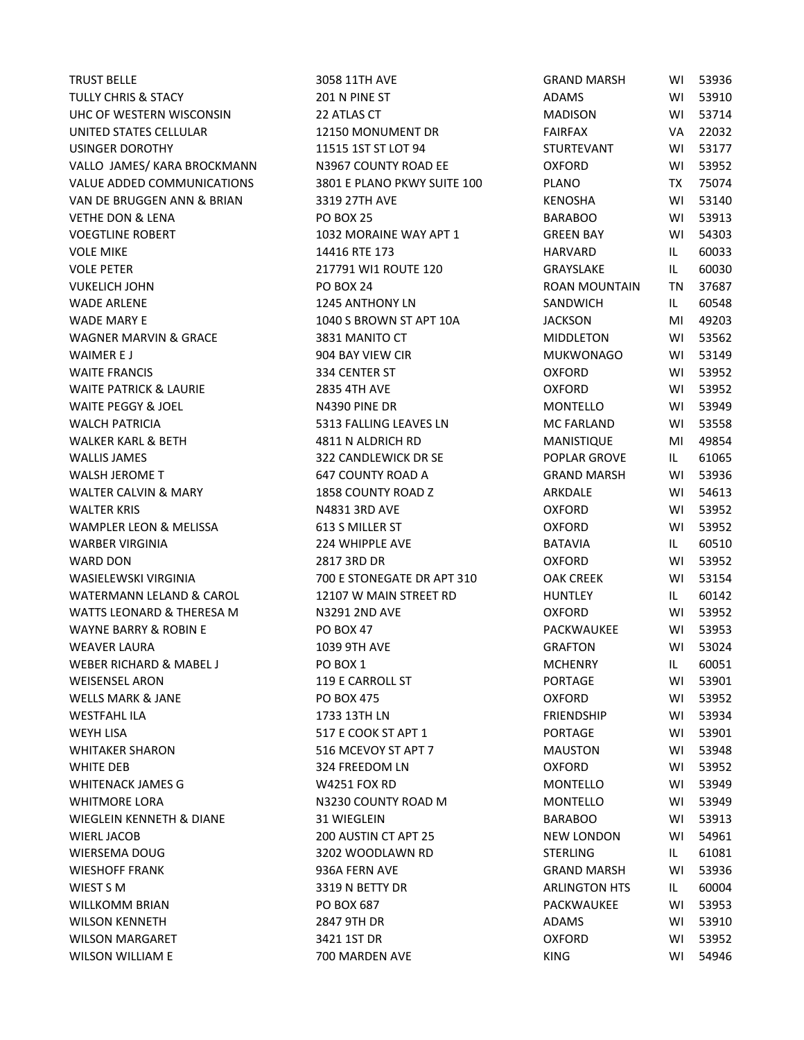| | | | | |
|---|---|---|---|---|
| TRUST BELLE | 3058 11TH AVE | GRAND MARSH | WI | 53936 |
| TULLY CHRIS & STACY | 201 N PINE ST | ADAMS | WI | 53910 |
| UHC OF WESTERN WISCONSIN | 22 ATLAS CT | MADISON | WI | 53714 |
| UNITED STATES CELLULAR | 12150 MONUMENT DR | FAIRFAX | VA | 22032 |
| USINGER DOROTHY | 11515 1ST ST LOT 94 | STURTEVANT | WI | 53177 |
| VALLO JAMES/ KARA BROCKMANN | N3967 COUNTY ROAD EE | OXFORD | WI | 53952 |
| VALUE ADDED COMMUNICATIONS | 3801 E PLANO PKWY SUITE 100 | PLANO | TX | 75074 |
| VAN DE BRUGGEN ANN & BRIAN | 3319 27TH AVE | KENOSHA | WI | 53140 |
| VETHE DON & LENA | PO BOX 25 | BARABOO | WI | 53913 |
| VOEGTLINE ROBERT | 1032 MORAINE WAY APT 1 | GREEN BAY | WI | 54303 |
| VOLE MIKE | 14416 RTE 173 | HARVARD | IL | 60033 |
| VOLE PETER | 217791 WI1 ROUTE 120 | GRAYSLAKE | IL | 60030 |
| VUKELICH JOHN | PO BOX 24 | ROAN MOUNTAIN | TN | 37687 |
| WADE ARLENE | 1245 ANTHONY LN | SANDWICH | IL | 60548 |
| WADE MARY E | 1040 S BROWN ST APT 10A | JACKSON | MI | 49203 |
| WAGNER MARVIN & GRACE | 3831 MANITO CT | MIDDLETON | WI | 53562 |
| WAIMER E J | 904 BAY VIEW CIR | MUKWONAGO | WI | 53149 |
| WAITE FRANCIS | 334 CENTER ST | OXFORD | WI | 53952 |
| WAITE PATRICK & LAURIE | 2835 4TH AVE | OXFORD | WI | 53952 |
| WAITE PEGGY & JOEL | N4390 PINE DR | MONTELLO | WI | 53949 |
| WALCH PATRICIA | 5313 FALLING LEAVES LN | MC FARLAND | WI | 53558 |
| WALKER KARL & BETH | 4811 N ALDRICH RD | MANISTIQUE | MI | 49854 |
| WALLIS JAMES | 322 CANDLEWICK DR SE | POPLAR GROVE | IL | 61065 |
| WALSH JEROME T | 647 COUNTY ROAD A | GRAND MARSH | WI | 53936 |
| WALTER CALVIN & MARY | 1858 COUNTY ROAD Z | ARKDALE | WI | 54613 |
| WALTER KRIS | N4831 3RD AVE | OXFORD | WI | 53952 |
| WAMPLER LEON & MELISSA | 613 S MILLER ST | OXFORD | WI | 53952 |
| WARBER VIRGINIA | 224 WHIPPLE AVE | BATAVIA | IL | 60510 |
| WARD DON | 2817 3RD DR | OXFORD | WI | 53952 |
| WASIELEWSKI VIRGINIA | 700 E STONEGATE DR APT 310 | OAK CREEK | WI | 53154 |
| WATERMANN LELAND & CAROL | 12107 W MAIN STREET RD | HUNTLEY | IL | 60142 |
| WATTS LEONARD & THERESA M | N3291 2ND AVE | OXFORD | WI | 53952 |
| WAYNE BARRY & ROBIN E | PO BOX 47 | PACKWAUKEE | WI | 53953 |
| WEAVER LAURA | 1039 9TH AVE | GRAFTON | WI | 53024 |
| WEBER RICHARD & MABEL J | PO BOX 1 | MCHENRY | IL | 60051 |
| WEISENSEL ARON | 119 E CARROLL ST | PORTAGE | WI | 53901 |
| WELLS MARK & JANE | PO BOX 475 | OXFORD | WI | 53952 |
| WESTFAHL ILA | 1733 13TH LN | FRIENDSHIP | WI | 53934 |
| WEYH LISA | 517 E COOK ST APT 1 | PORTAGE | WI | 53901 |
| WHITAKER SHARON | 516 MCEVOY ST APT 7 | MAUSTON | WI | 53948 |
| WHITE DEB | 324 FREEDOM LN | OXFORD | WI | 53952 |
| WHITENACK JAMES G | W4251 FOX RD | MONTELLO | WI | 53949 |
| WHITMORE LORA | N3230 COUNTY ROAD M | MONTELLO | WI | 53949 |
| WIEGLEIN KENNETH & DIANE | 31 WIEGLEIN | BARABOO | WI | 53913 |
| WIERL JACOB | 200 AUSTIN CT APT 25 | NEW LONDON | WI | 54961 |
| WIERSEMA DOUG | 3202 WOODLAWN RD | STERLING | IL | 61081 |
| WIESHOFF FRANK | 936A FERN AVE | GRAND MARSH | WI | 53936 |
| WIEST S M | 3319 N BETTY DR | ARLINGTON HTS | IL | 60004 |
| WILLKOMM BRIAN | PO BOX 687 | PACKWAUKEE | WI | 53953 |
| WILSON KENNETH | 2847 9TH DR | ADAMS | WI | 53910 |
| WILSON MARGARET | 3421 1ST DR | OXFORD | WI | 53952 |
| WILSON WILLIAM E | 700 MARDEN AVE | KING | WI | 54946 |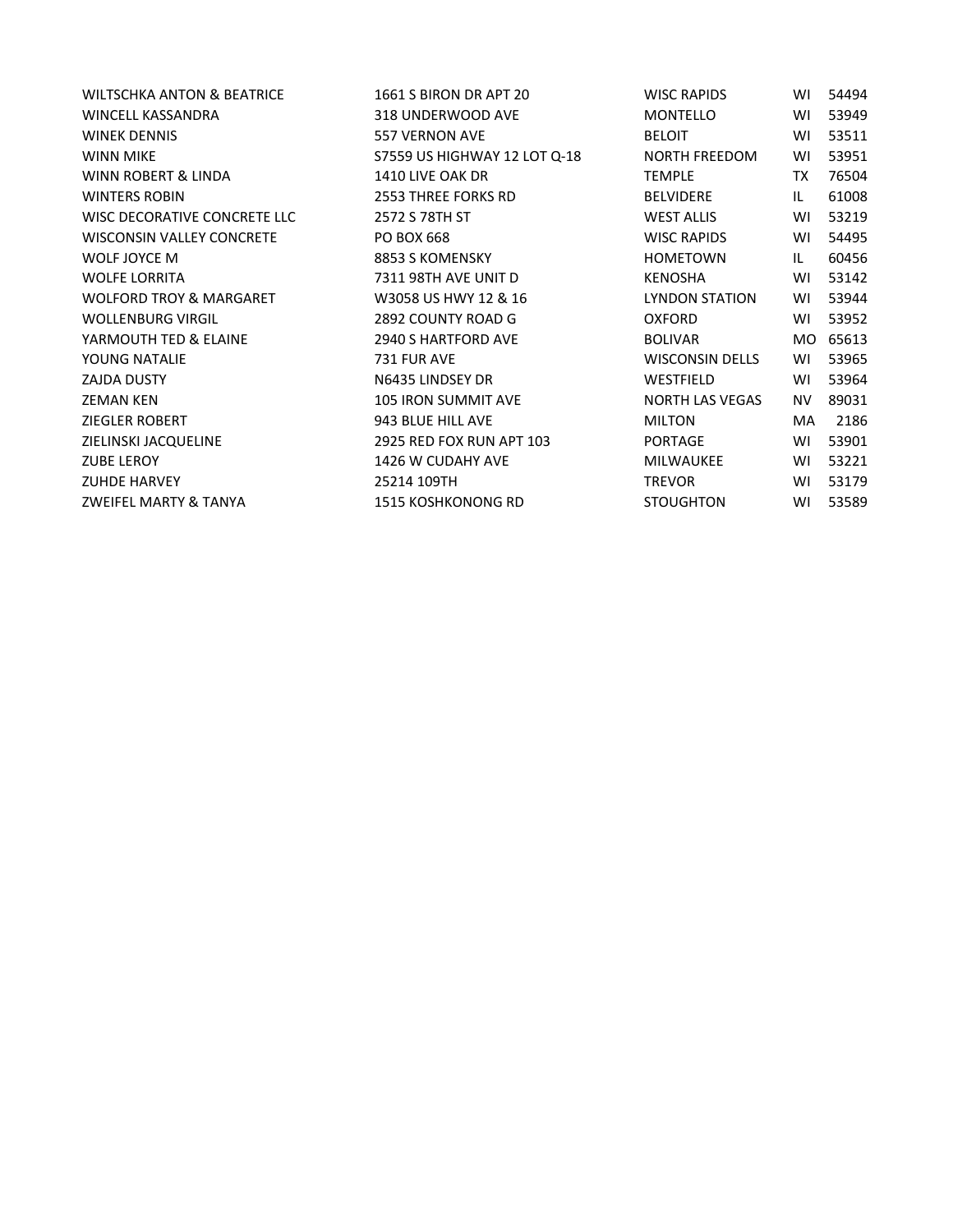| | | | | |
|---|---|---|---|---|
| WILTSCHKA ANTON & BEATRICE | 1661 S BIRON DR APT 20 | WISC RAPIDS | WI | 54494 |
| WINCELL KASSANDRA | 318 UNDERWOOD AVE | MONTELLO | WI | 53949 |
| WINEK DENNIS | 557 VERNON AVE | BELOIT | WI | 53511 |
| WINN MIKE | S7559 US HIGHWAY 12 LOT Q-18 | NORTH FREEDOM | WI | 53951 |
| WINN ROBERT & LINDA | 1410 LIVE OAK DR | TEMPLE | TX | 76504 |
| WINTERS ROBIN | 2553 THREE FORKS RD | BELVIDERE | IL | 61008 |
| WISC DECORATIVE CONCRETE LLC | 2572 S 78TH ST | WEST ALLIS | WI | 53219 |
| WISCONSIN VALLEY CONCRETE | PO BOX 668 | WISC RAPIDS | WI | 54495 |
| WOLF JOYCE M | 8853 S KOMENSKY | HOMETOWN | IL | 60456 |
| WOLFE LORRITA | 7311 98TH AVE UNIT D | KENOSHA | WI | 53142 |
| WOLFORD TROY & MARGARET | W3058 US HWY 12 & 16 | LYNDON STATION | WI | 53944 |
| WOLLENBURG VIRGIL | 2892 COUNTY ROAD G | OXFORD | WI | 53952 |
| YARMOUTH TED & ELAINE | 2940 S HARTFORD AVE | BOLIVAR | MO | 65613 |
| YOUNG NATALIE | 731 FUR AVE | WISCONSIN DELLS | WI | 53965 |
| ZAJDA DUSTY | N6435 LINDSEY DR | WESTFIELD | WI | 53964 |
| ZEMAN KEN | 105 IRON SUMMIT AVE | NORTH LAS VEGAS | NV | 89031 |
| ZIEGLER ROBERT | 943 BLUE HILL AVE | MILTON | MA | 2186 |
| ZIELINSKI JACQUELINE | 2925 RED FOX RUN APT 103 | PORTAGE | WI | 53901 |
| ZUBE LEROY | 1426 W CUDAHY AVE | MILWAUKEE | WI | 53221 |
| ZUHDE HARVEY | 25214 109TH | TREVOR | WI | 53179 |
| ZWEIFEL MARTY & TANYA | 1515 KOSHKONONG RD | STOUGHTON | WI | 53589 |